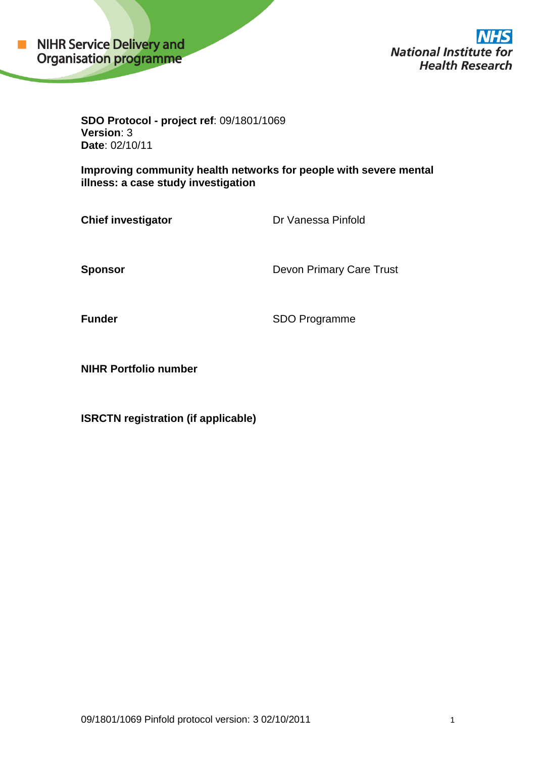NIHR Service Delivery and Organisation programme

NHS National Institute for Health Research

**SDO Protocol - project ref**: 09/1801/1069
**Version**: 3
**Date**: 02/10/11

**Improving community health networks for people with severe mental illness: a case study investigation**

| | |
|---|---|
| **Chief investigator** | Dr Vanessa Pinfold |
| **Sponsor** | Devon Primary Care Trust |
| **Funder** | SDO Programme |
| **NIHR Portfolio number** | |
| **ISRCTN registration (if applicable)** | |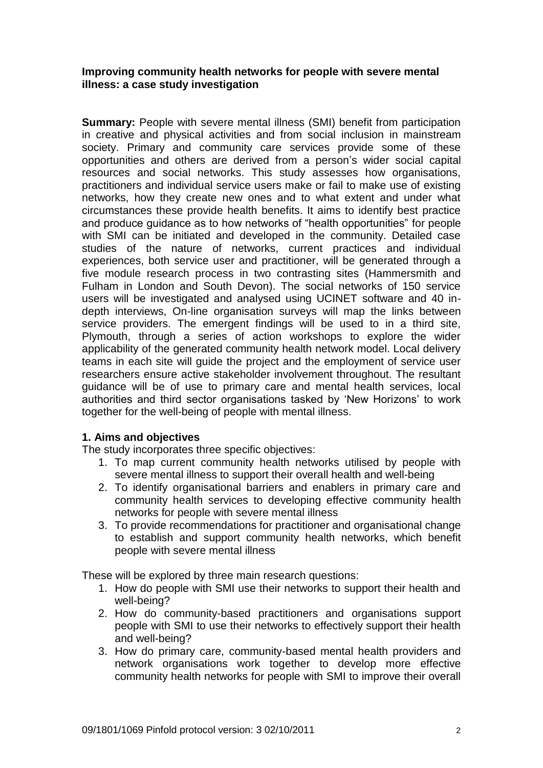## Improving community health networks for people with severe mental illness: a case study investigation

**Summary:** People with severe mental illness (SMI) benefit from participation in creative and physical activities and from social inclusion in mainstream society. Primary and community care services provide some of these opportunities and others are derived from a person's wider social capital resources and social networks. This study assesses how organisations, practitioners and individual service users make or fail to make use of existing networks, how they create new ones and to what extent and under what circumstances these provide health benefits. It aims to identify best practice and produce guidance as to how networks of "health opportunities" for people with SMI can be initiated and developed in the community. Detailed case studies of the nature of networks, current practices and individual experiences, both service user and practitioner, will be generated through a five module research process in two contrasting sites (Hammersmith and Fulham in London and South Devon). The social networks of 150 service users will be investigated and analysed using UCINET software and 40 in-depth interviews, On-line organisation surveys will map the links between service providers. The emergent findings will be used to in a third site, Plymouth, through a series of action workshops to explore the wider applicability of the generated community health network model. Local delivery teams in each site will guide the project and the employment of service user researchers ensure active stakeholder involvement throughout. The resultant guidance will be of use to primary care and mental health services, local authorities and third sector organisations tasked by 'New Horizons' to work together for the well-being of people with mental illness.

### 1. Aims and objectives

The study incorporates three specific objectives:

1. To map current community health networks utilised by people with severe mental illness to support their overall health and well-being
2. To identify organisational barriers and enablers in primary care and community health services to developing effective community health networks for people with severe mental illness
3. To provide recommendations for practitioner and organisational change to establish and support community health networks, which benefit people with severe mental illness

These will be explored by three main research questions:

1. How do people with SMI use their networks to support their health and well-being?
2. How do community-based practitioners and organisations support people with SMI to use their networks to effectively support their health and well-being?
3. How do primary care, community-based mental health providers and network organisations work together to develop more effective community health networks for people with SMI to improve their overall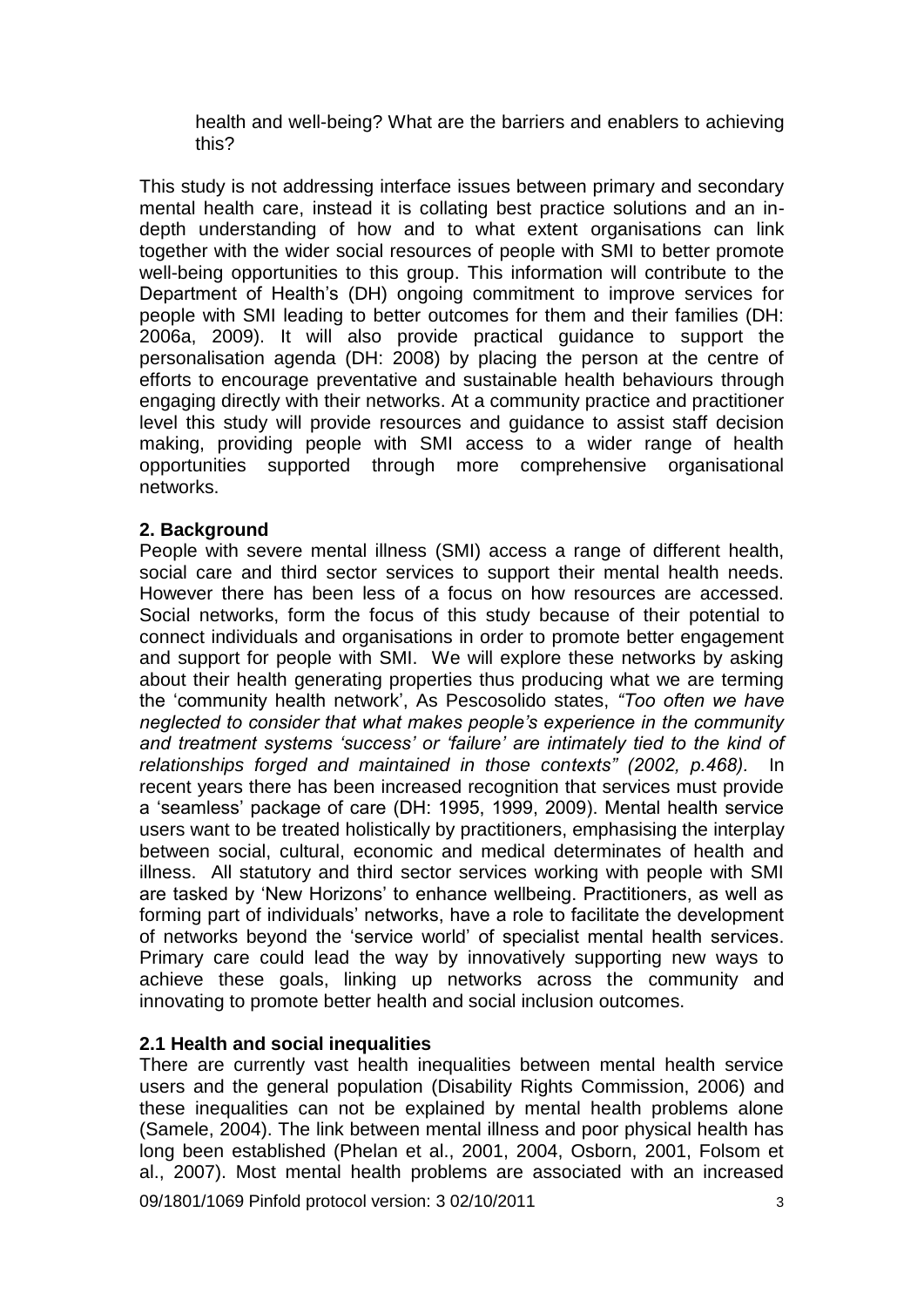health and well-being? What are the barriers and enablers to achieving this?

This study is not addressing interface issues between primary and secondary mental health care, instead it is collating best practice solutions and an in-depth understanding of how and to what extent organisations can link together with the wider social resources of people with SMI to better promote well-being opportunities to this group. This information will contribute to the Department of Health's (DH) ongoing commitment to improve services for people with SMI leading to better outcomes for them and their families (DH: 2006a, 2009). It will also provide practical guidance to support the personalisation agenda (DH: 2008) by placing the person at the centre of efforts to encourage preventative and sustainable health behaviours through engaging directly with their networks. At a community practice and practitioner level this study will provide resources and guidance to assist staff decision making, providing people with SMI access to a wider range of health opportunities supported through more comprehensive organisational networks.

## 2. Background

People with severe mental illness (SMI) access a range of different health, social care and third sector services to support their mental health needs. However there has been less of a focus on how resources are accessed. Social networks, form the focus of this study because of their potential to connect individuals and organisations in order to promote better engagement and support for people with SMI. We will explore these networks by asking about their health generating properties thus producing what we are terming the 'community health network', As Pescosolido states, *"Too often we have neglected to consider that what makes people's experience in the community and treatment systems 'success' or 'failure' are intimately tied to the kind of relationships forged and maintained in those contexts" (2002, p.468).* In recent years there has been increased recognition that services must provide a 'seamless' package of care (DH: 1995, 1999, 2009). Mental health service users want to be treated holistically by practitioners, emphasising the interplay between social, cultural, economic and medical determinates of health and illness. All statutory and third sector services working with people with SMI are tasked by 'New Horizons' to enhance wellbeing. Practitioners, as well as forming part of individuals' networks, have a role to facilitate the development of networks beyond the 'service world' of specialist mental health services. Primary care could lead the way by innovatively supporting new ways to achieve these goals, linking up networks across the community and innovating to promote better health and social inclusion outcomes.

### 2.1 Health and social inequalities

There are currently vast health inequalities between mental health service users and the general population (Disability Rights Commission, 2006) and these inequalities can not be explained by mental health problems alone (Samele, 2004). The link between mental illness and poor physical health has long been established (Phelan et al., 2001, 2004, Osborn, 2001, Folsom et al., 2007). Most mental health problems are associated with an increased

09/1801/1069 Pinfold protocol version: 3 02/10/2011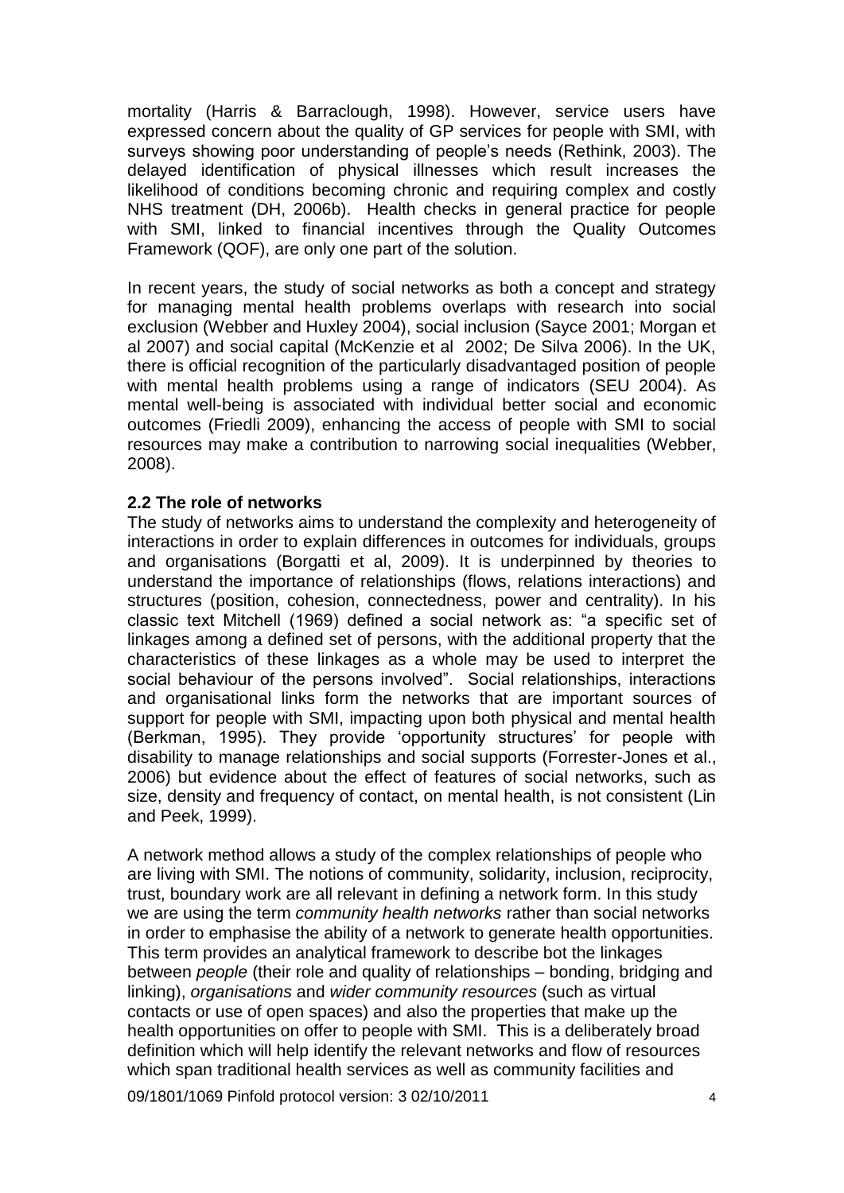mortality (Harris & Barraclough, 1998). However, service users have expressed concern about the quality of GP services for people with SMI, with surveys showing poor understanding of people's needs (Rethink, 2003). The delayed identification of physical illnesses which result increases the likelihood of conditions becoming chronic and requiring complex and costly NHS treatment (DH, 2006b). Health checks in general practice for people with SMI, linked to financial incentives through the Quality Outcomes Framework (QOF), are only one part of the solution.

In recent years, the study of social networks as both a concept and strategy for managing mental health problems overlaps with research into social exclusion (Webber and Huxley 2004), social inclusion (Sayce 2001; Morgan et al 2007) and social capital (McKenzie et al 2002; De Silva 2006). In the UK, there is official recognition of the particularly disadvantaged position of people with mental health problems using a range of indicators (SEU 2004). As mental well-being is associated with individual better social and economic outcomes (Friedli 2009), enhancing the access of people with SMI to social resources may make a contribution to narrowing social inequalities (Webber, 2008).

### 2.2 The role of networks

The study of networks aims to understand the complexity and heterogeneity of interactions in order to explain differences in outcomes for individuals, groups and organisations (Borgatti et al, 2009). It is underpinned by theories to understand the importance of relationships (flows, relations interactions) and structures (position, cohesion, connectedness, power and centrality). In his classic text Mitchell (1969) defined a social network as: "a specific set of linkages among a defined set of persons, with the additional property that the characteristics of these linkages as a whole may be used to interpret the social behaviour of the persons involved". Social relationships, interactions and organisational links form the networks that are important sources of support for people with SMI, impacting upon both physical and mental health (Berkman, 1995). They provide 'opportunity structures' for people with disability to manage relationships and social supports (Forrester-Jones et al., 2006) but evidence about the effect of features of social networks, such as size, density and frequency of contact, on mental health, is not consistent (Lin and Peek, 1999).

A network method allows a study of the complex relationships of people who are living with SMI. The notions of community, solidarity, inclusion, reciprocity, trust, boundary work are all relevant in defining a network form. In this study we are using the term *community health networks* rather than social networks in order to emphasise the ability of a network to generate health opportunities. This term provides an analytical framework to describe bot the linkages between *people* (their role and quality of relationships – bonding, bridging and linking), *organisations* and *wider community resources* (such as virtual contacts or use of open spaces) and also the properties that make up the health opportunities on offer to people with SMI. This is a deliberately broad definition which will help identify the relevant networks and flow of resources which span traditional health services as well as community facilities and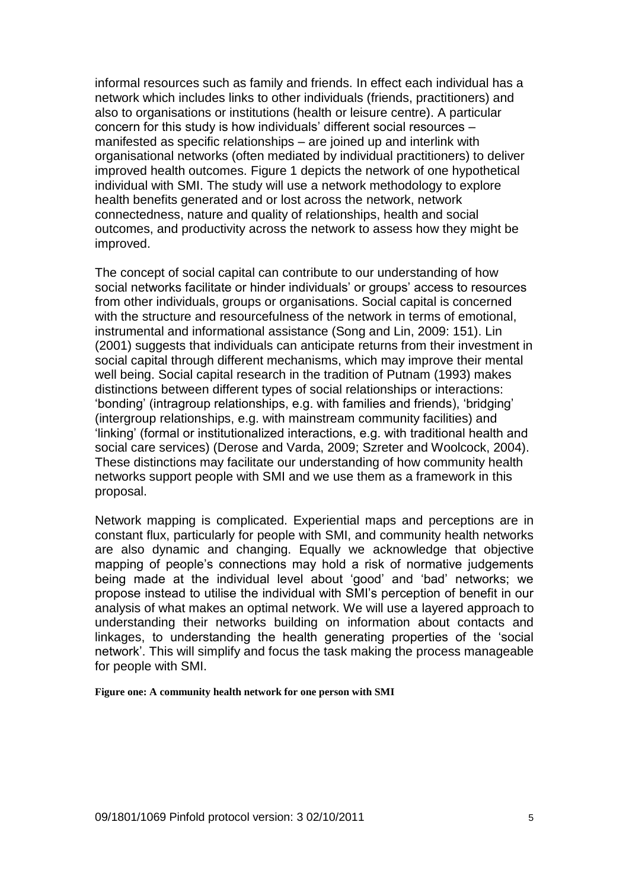informal resources such as family and friends. In effect each individual has a network which includes links to other individuals (friends, practitioners) and also to organisations or institutions (health or leisure centre). A particular concern for this study is how individuals' different social resources – manifested as specific relationships – are joined up and interlink with organisational networks (often mediated by individual practitioners) to deliver improved health outcomes. Figure 1 depicts the network of one hypothetical individual with SMI. The study will use a network methodology to explore health benefits generated and or lost across the network, network connectedness, nature and quality of relationships, health and social outcomes, and productivity across the network to assess how they might be improved.

The concept of social capital can contribute to our understanding of how social networks facilitate or hinder individuals' or groups' access to resources from other individuals, groups or organisations. Social capital is concerned with the structure and resourcefulness of the network in terms of emotional, instrumental and informational assistance (Song and Lin, 2009: 151). Lin (2001) suggests that individuals can anticipate returns from their investment in social capital through different mechanisms, which may improve their mental well being. Social capital research in the tradition of Putnam (1993) makes distinctions between different types of social relationships or interactions: 'bonding' (intragroup relationships, e.g. with families and friends), 'bridging' (intergroup relationships, e.g. with mainstream community facilities) and 'linking' (formal or institutionalized interactions, e.g. with traditional health and social care services) (Derose and Varda, 2009; Szreter and Woolcock, 2004). These distinctions may facilitate our understanding of how community health networks support people with SMI and we use them as a framework in this proposal.

Network mapping is complicated. Experiential maps and perceptions are in constant flux, particularly for people with SMI, and community health networks are also dynamic and changing. Equally we acknowledge that objective mapping of people's connections may hold a risk of normative judgements being made at the individual level about 'good' and 'bad' networks; we propose instead to utilise the individual with SMI's perception of benefit in our analysis of what makes an optimal network. We will use a layered approach to understanding their networks building on information about contacts and linkages, to understanding the health generating properties of the 'social network'. This will simplify and focus the task making the process manageable for people with SMI.

**Figure one: A community health network for one person with SMI**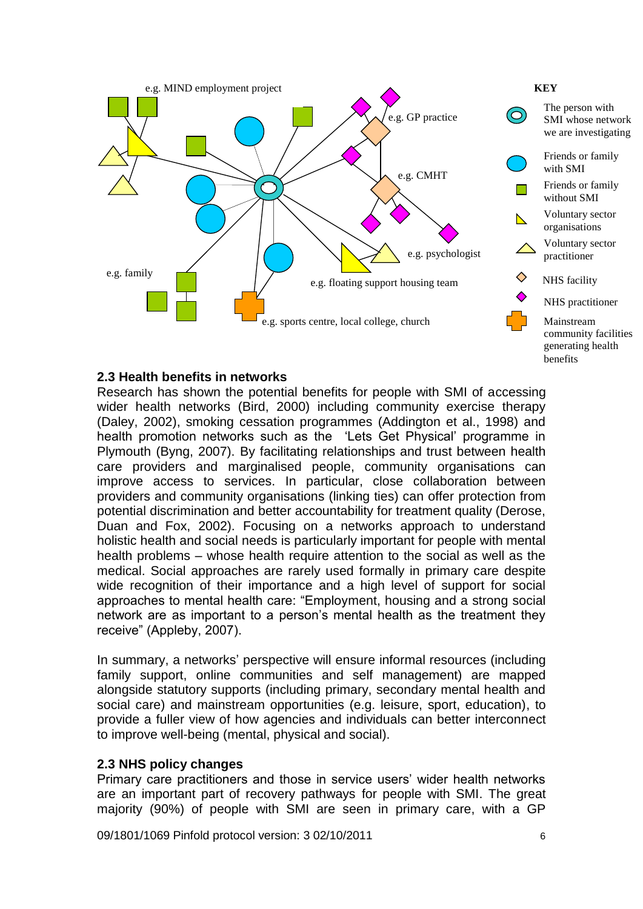e.g. MIND employment project

e.g. GP practice

e.g. CMHT

e.g. psychologist

e.g. family

e.g. floating support housing team

e.g. sports centre, local college, church

**KEY**

- The person with SMI whose network we are investigating
- Friends or family with SMI
- Friends or family without SMI
- Voluntary sector organisations
- Voluntary sector practitioner
- NHS facility
- NHS practitioner
- Mainstream community facilities generating health benefits

### 2.3 Health benefits in networks

Research has shown the potential benefits for people with SMI of accessing wider health networks (Bird, 2000) including community exercise therapy (Daley, 2002), smoking cessation programmes (Addington et al., 1998) and health promotion networks such as the 'Lets Get Physical' programme in Plymouth (Byng, 2007). By facilitating relationships and trust between health care providers and marginalised people, community organisations can improve access to services. In particular, close collaboration between providers and community organisations (linking ties) can offer protection from potential discrimination and better accountability for treatment quality (Derose, Duan and Fox, 2002). Focusing on a networks approach to understand holistic health and social needs is particularly important for people with mental health problems – whose health require attention to the social as well as the medical. Social approaches are rarely used formally in primary care despite wide recognition of their importance and a high level of support for social approaches to mental health care: "Employment, housing and a strong social network are as important to a person's mental health as the treatment they receive" (Appleby, 2007).

In summary, a networks' perspective will ensure informal resources (including family support, online communities and self management) are mapped alongside statutory supports (including primary, secondary mental health and social care) and mainstream opportunities (e.g. leisure, sport, education), to provide a fuller view of how agencies and individuals can better interconnect to improve well-being (mental, physical and social).

### 2.3 NHS policy changes

Primary care practitioners and those in service users' wider health networks are an important part of recovery pathways for people with SMI. The great majority (90%) of people with SMI are seen in primary care, with a GP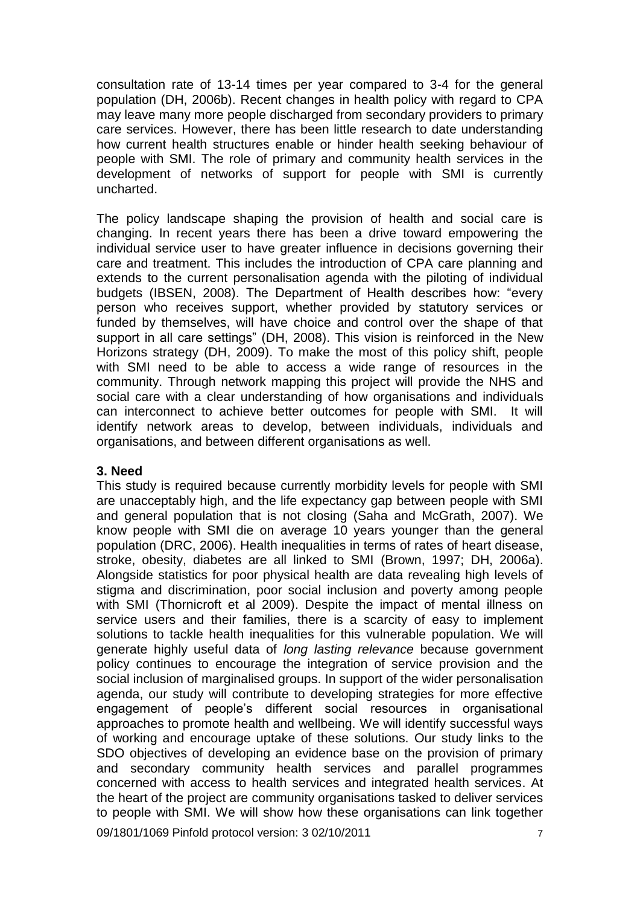consultation rate of 13-14 times per year compared to 3-4 for the general population (DH, 2006b). Recent changes in health policy with regard to CPA may leave many more people discharged from secondary providers to primary care services. However, there has been little research to date understanding how current health structures enable or hinder health seeking behaviour of people with SMI. The role of primary and community health services in the development of networks of support for people with SMI is currently uncharted.

The policy landscape shaping the provision of health and social care is changing. In recent years there has been a drive toward empowering the individual service user to have greater influence in decisions governing their care and treatment. This includes the introduction of CPA care planning and extends to the current personalisation agenda with the piloting of individual budgets (IBSEN, 2008). The Department of Health describes how: "every person who receives support, whether provided by statutory services or funded by themselves, will have choice and control over the shape of that support in all care settings" (DH, 2008). This vision is reinforced in the New Horizons strategy (DH, 2009). To make the most of this policy shift, people with SMI need to be able to access a wide range of resources in the community. Through network mapping this project will provide the NHS and social care with a clear understanding of how organisations and individuals can interconnect to achieve better outcomes for people with SMI. It will identify network areas to develop, between individuals, individuals and organisations, and between different organisations as well.

**3. Need**

This study is required because currently morbidity levels for people with SMI are unacceptably high, and the life expectancy gap between people with SMI and general population that is not closing (Saha and McGrath, 2007). We know people with SMI die on average 10 years younger than the general population (DRC, 2006). Health inequalities in terms of rates of heart disease, stroke, obesity, diabetes are all linked to SMI (Brown, 1997; DH, 2006a). Alongside statistics for poor physical health are data revealing high levels of stigma and discrimination, poor social inclusion and poverty among people with SMI (Thornicroft et al 2009). Despite the impact of mental illness on service users and their families, there is a scarcity of easy to implement solutions to tackle health inequalities for this vulnerable population. We will generate highly useful data of *long lasting relevance* because government policy continues to encourage the integration of service provision and the social inclusion of marginalised groups. In support of the wider personalisation agenda, our study will contribute to developing strategies for more effective engagement of people's different social resources in organisational approaches to promote health and wellbeing. We will identify successful ways of working and encourage uptake of these solutions. Our study links to the SDO objectives of developing an evidence base on the provision of primary and secondary community health services and parallel programmes concerned with access to health services and integrated health services. At the heart of the project are community organisations tasked to deliver services to people with SMI. We will show how these organisations can link together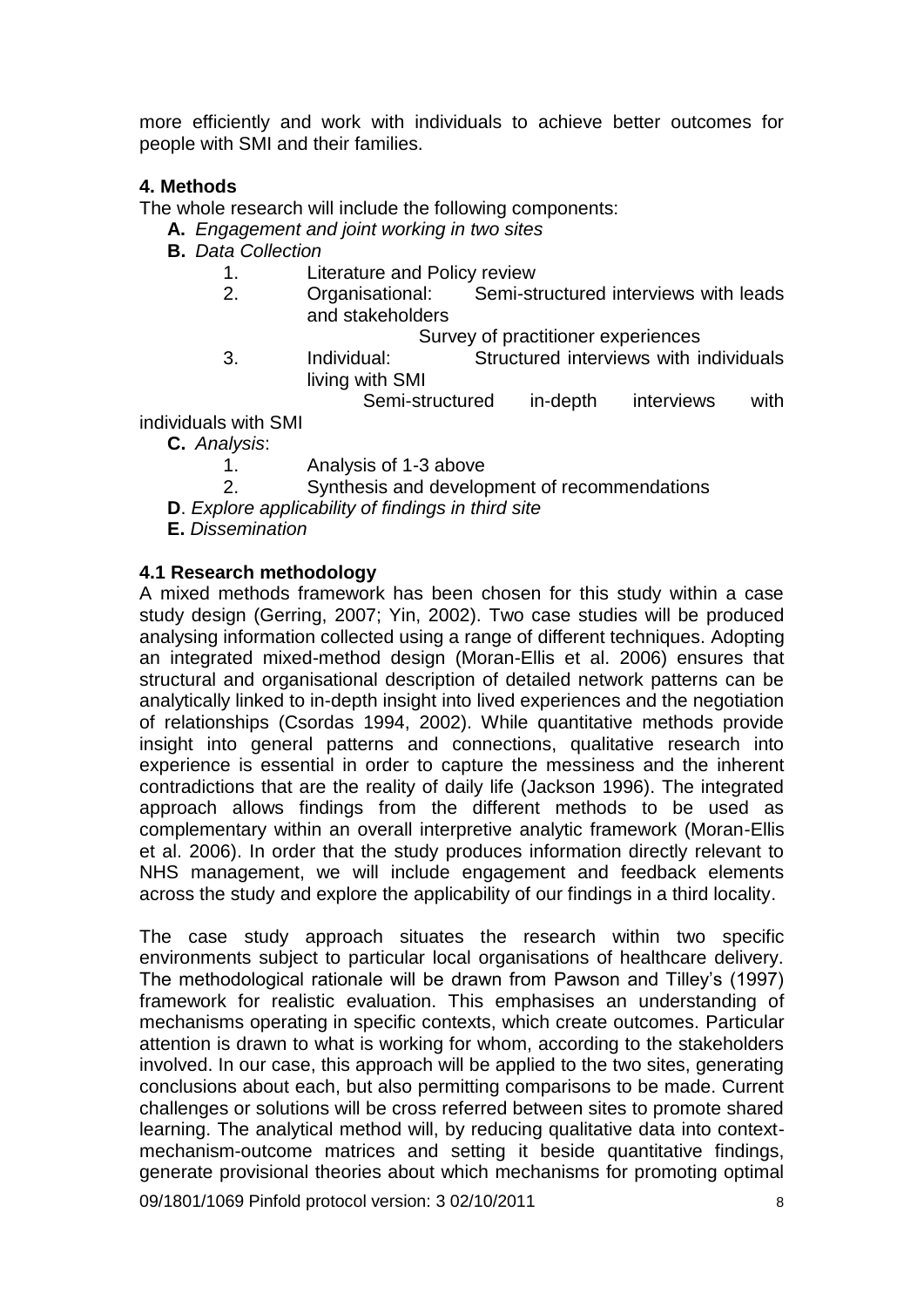more efficiently and work with individuals to achieve better outcomes for people with SMI and their families.

## 4. Methods

The whole research will include the following components:

- **A.** *Engagement and joint working in two sites*
- **B.** *Data Collection*
    1. Literature and Policy review
    2. Organisational: Semi-structured interviews with leads and stakeholders
       Survey of practitioner experiences
    3. Individual: Structured interviews with individuals living with SMI
       Semi-structured in-depth interviews with individuals with SMI
- **C.** *Analysis*:
    1. Analysis of 1-3 above
    2. Synthesis and development of recommendations
- **D**. *Explore applicability of findings in third site*
- **E.** *Dissemination*

### 4.1 Research methodology

A mixed methods framework has been chosen for this study within a case study design (Gerring, 2007; Yin, 2002). Two case studies will be produced analysing information collected using a range of different techniques. Adopting an integrated mixed-method design (Moran-Ellis et al. 2006) ensures that structural and organisational description of detailed network patterns can be analytically linked to in-depth insight into lived experiences and the negotiation of relationships (Csordas 1994, 2002). While quantitative methods provide insight into general patterns and connections, qualitative research into experience is essential in order to capture the messiness and the inherent contradictions that are the reality of daily life (Jackson 1996). The integrated approach allows findings from the different methods to be used as complementary within an overall interpretive analytic framework (Moran-Ellis et al. 2006). In order that the study produces information directly relevant to NHS management, we will include engagement and feedback elements across the study and explore the applicability of our findings in a third locality.

The case study approach situates the research within two specific environments subject to particular local organisations of healthcare delivery. The methodological rationale will be drawn from Pawson and Tilley's (1997) framework for realistic evaluation. This emphasises an understanding of mechanisms operating in specific contexts, which create outcomes. Particular attention is drawn to what is working for whom, according to the stakeholders involved. In our case, this approach will be applied to the two sites, generating conclusions about each, but also permitting comparisons to be made. Current challenges or solutions will be cross referred between sites to promote shared learning. The analytical method will, by reducing qualitative data into context-mechanism-outcome matrices and setting it beside quantitative findings, generate provisional theories about which mechanisms for promoting optimal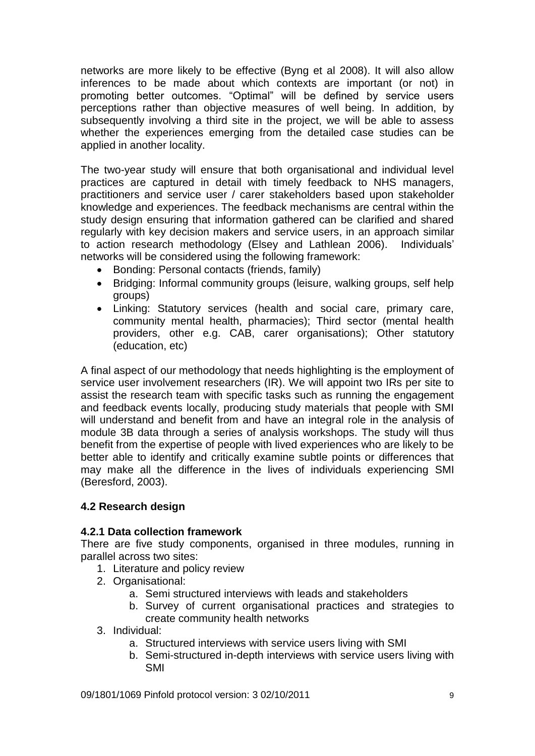networks are more likely to be effective (Byng et al 2008). It will also allow inferences to be made about which contexts are important (or not) in promoting better outcomes. "Optimal" will be defined by service users perceptions rather than objective measures of well being. In addition, by subsequently involving a third site in the project, we will be able to assess whether the experiences emerging from the detailed case studies can be applied in another locality.

The two-year study will ensure that both organisational and individual level practices are captured in detail with timely feedback to NHS managers, practitioners and service user / carer stakeholders based upon stakeholder knowledge and experiences. The feedback mechanisms are central within the study design ensuring that information gathered can be clarified and shared regularly with key decision makers and service users, in an approach similar to action research methodology (Elsey and Lathlean 2006). Individuals' networks will be considered using the following framework:

- Bonding: Personal contacts (friends, family)
- Bridging: Informal community groups (leisure, walking groups, self help groups)
- Linking: Statutory services (health and social care, primary care, community mental health, pharmacies); Third sector (mental health providers, other e.g. CAB, carer organisations); Other statutory (education, etc)

A final aspect of our methodology that needs highlighting is the employment of service user involvement researchers (IR). We will appoint two IRs per site to assist the research team with specific tasks such as running the engagement and feedback events locally, producing study materials that people with SMI will understand and benefit from and have an integral role in the analysis of module 3B data through a series of analysis workshops. The study will thus benefit from the expertise of people with lived experiences who are likely to be better able to identify and critically examine subtle points or differences that may make all the difference in the lives of individuals experiencing SMI (Beresford, 2003).

### 4.2 Research design

#### 4.2.1 Data collection framework

There are five study components, organised in three modules, running in parallel across two sites:

1. Literature and policy review
2. Organisational:
    a. Semi structured interviews with leads and stakeholders
    b. Survey of current organisational practices and strategies to create community health networks
3. Individual:
    a. Structured interviews with service users living with SMI
    b. Semi-structured in-depth interviews with service users living with SMI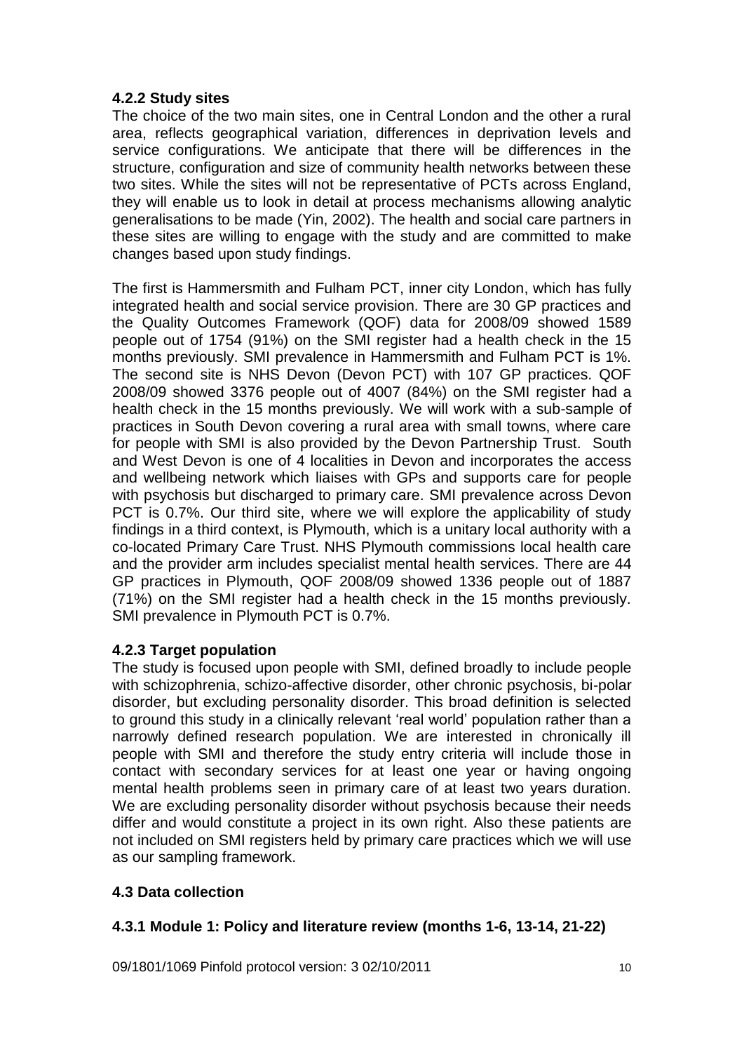### 4.2.2 Study sites

The choice of the two main sites, one in Central London and the other a rural area, reflects geographical variation, differences in deprivation levels and service configurations. We anticipate that there will be differences in the structure, configuration and size of community health networks between these two sites. While the sites will not be representative of PCTs across England, they will enable us to look in detail at process mechanisms allowing analytic generalisations to be made (Yin, 2002). The health and social care partners in these sites are willing to engage with the study and are committed to make changes based upon study findings.

The first is Hammersmith and Fulham PCT, inner city London, which has fully integrated health and social service provision. There are 30 GP practices and the Quality Outcomes Framework (QOF) data for 2008/09 showed 1589 people out of 1754 (91%) on the SMI register had a health check in the 15 months previously. SMI prevalence in Hammersmith and Fulham PCT is 1%. The second site is NHS Devon (Devon PCT) with 107 GP practices. QOF 2008/09 showed 3376 people out of 4007 (84%) on the SMI register had a health check in the 15 months previously. We will work with a sub-sample of practices in South Devon covering a rural area with small towns, where care for people with SMI is also provided by the Devon Partnership Trust. South and West Devon is one of 4 localities in Devon and incorporates the access and wellbeing network which liaises with GPs and supports care for people with psychosis but discharged to primary care. SMI prevalence across Devon PCT is 0.7%. Our third site, where we will explore the applicability of study findings in a third context, is Plymouth, which is a unitary local authority with a co-located Primary Care Trust. NHS Plymouth commissions local health care and the provider arm includes specialist mental health services. There are 44 GP practices in Plymouth, QOF 2008/09 showed 1336 people out of 1887 (71%) on the SMI register had a health check in the 15 months previously. SMI prevalence in Plymouth PCT is 0.7%.

### 4.2.3 Target population

The study is focused upon people with SMI, defined broadly to include people with schizophrenia, schizo-affective disorder, other chronic psychosis, bi-polar disorder, but excluding personality disorder. This broad definition is selected to ground this study in a clinically relevant 'real world' population rather than a narrowly defined research population. We are interested in chronically ill people with SMI and therefore the study entry criteria will include those in contact with secondary services for at least one year or having ongoing mental health problems seen in primary care of at least two years duration. We are excluding personality disorder without psychosis because their needs differ and would constitute a project in its own right. Also these patients are not included on SMI registers held by primary care practices which we will use as our sampling framework.

## 4.3 Data collection

### 4.3.1 Module 1: Policy and literature review (months 1-6, 13-14, 21-22)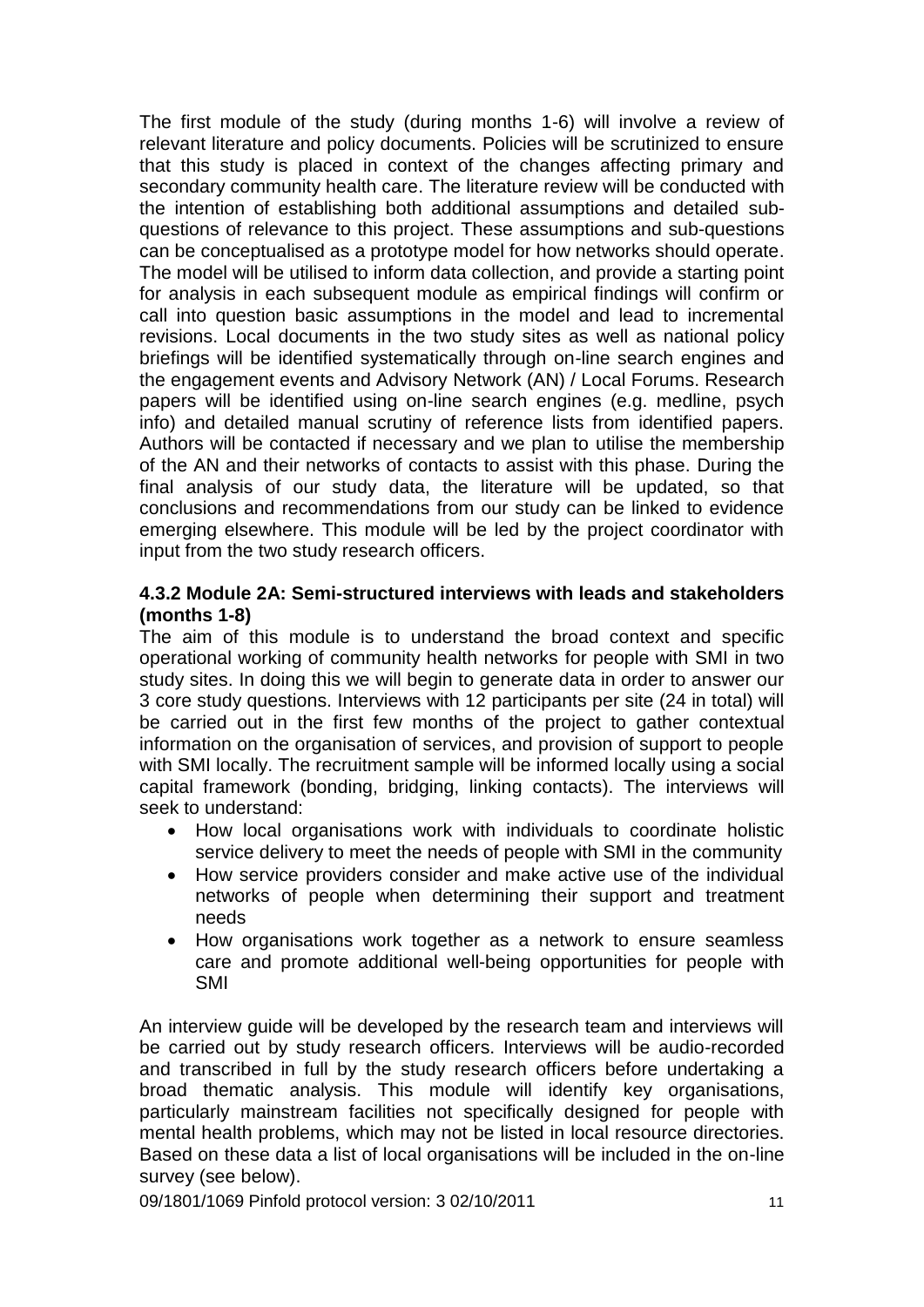The first module of the study (during months 1-6) will involve a review of relevant literature and policy documents. Policies will be scrutinized to ensure that this study is placed in context of the changes affecting primary and secondary community health care. The literature review will be conducted with the intention of establishing both additional assumptions and detailed sub-questions of relevance to this project. These assumptions and sub-questions can be conceptualised as a prototype model for how networks should operate. The model will be utilised to inform data collection, and provide a starting point for analysis in each subsequent module as empirical findings will confirm or call into question basic assumptions in the model and lead to incremental revisions. Local documents in the two study sites as well as national policy briefings will be identified systematically through on-line search engines and the engagement events and Advisory Network (AN) / Local Forums. Research papers will be identified using on-line search engines (e.g. medline, psych info) and detailed manual scrutiny of reference lists from identified papers. Authors will be contacted if necessary and we plan to utilise the membership of the AN and their networks of contacts to assist with this phase. During the final analysis of our study data, the literature will be updated, so that conclusions and recommendations from our study can be linked to evidence emerging elsewhere. This module will be led by the project coordinator with input from the two study research officers.

#### 4.3.2 Module 2A: Semi-structured interviews with leads and stakeholders (months 1-8)

The aim of this module is to understand the broad context and specific operational working of community health networks for people with SMI in two study sites. In doing this we will begin to generate data in order to answer our 3 core study questions. Interviews with 12 participants per site (24 in total) will be carried out in the first few months of the project to gather contextual information on the organisation of services, and provision of support to people with SMI locally. The recruitment sample will be informed locally using a social capital framework (bonding, bridging, linking contacts). The interviews will seek to understand:

- How local organisations work with individuals to coordinate holistic service delivery to meet the needs of people with SMI in the community
- How service providers consider and make active use of the individual networks of people when determining their support and treatment needs
- How organisations work together as a network to ensure seamless care and promote additional well-being opportunities for people with SMI

An interview guide will be developed by the research team and interviews will be carried out by study research officers. Interviews will be audio-recorded and transcribed in full by the study research officers before undertaking a broad thematic analysis. This module will identify key organisations, particularly mainstream facilities not specifically designed for people with mental health problems, which may not be listed in local resource directories. Based on these data a list of local organisations will be included in the on-line survey (see below).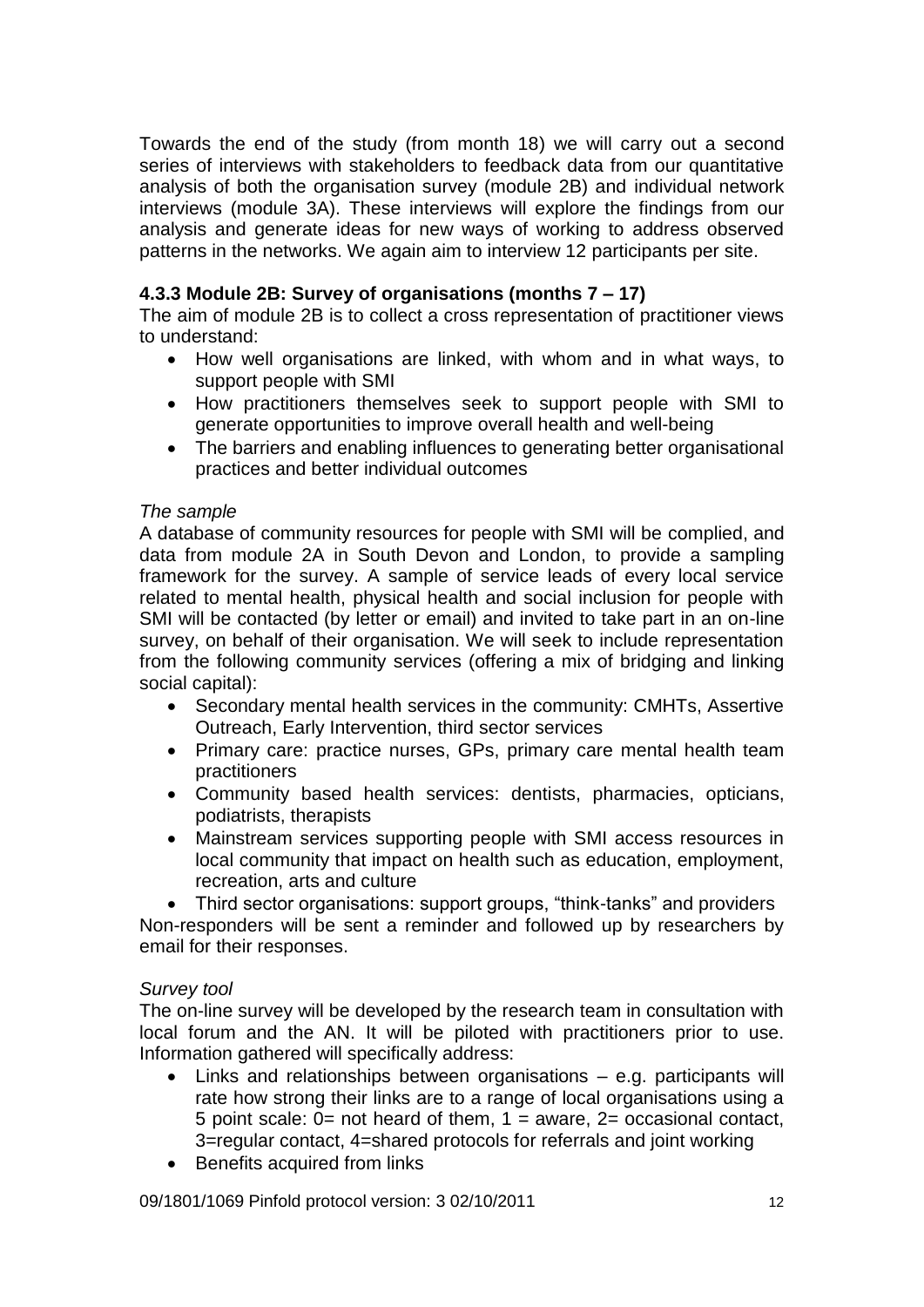Towards the end of the study (from month 18) we will carry out a second series of interviews with stakeholders to feedback data from our quantitative analysis of both the organisation survey (module 2B) and individual network interviews (module 3A). These interviews will explore the findings from our analysis and generate ideas for new ways of working to address observed patterns in the networks. We again aim to interview 12 participants per site.

### 4.3.3 Module 2B: Survey of organisations (months 7 – 17)

The aim of module 2B is to collect a cross representation of practitioner views to understand:

- How well organisations are linked, with whom and in what ways, to support people with SMI
- How practitioners themselves seek to support people with SMI to generate opportunities to improve overall health and well-being
- The barriers and enabling influences to generating better organisational practices and better individual outcomes

*The sample*

A database of community resources for people with SMI will be complied, and data from module 2A in South Devon and London, to provide a sampling framework for the survey. A sample of service leads of every local service related to mental health, physical health and social inclusion for people with SMI will be contacted (by letter or email) and invited to take part in an on-line survey, on behalf of their organisation. We will seek to include representation from the following community services (offering a mix of bridging and linking social capital):

- Secondary mental health services in the community: CMHTs, Assertive Outreach, Early Intervention, third sector services
- Primary care: practice nurses, GPs, primary care mental health team practitioners
- Community based health services: dentists, pharmacies, opticians, podiatrists, therapists
- Mainstream services supporting people with SMI access resources in local community that impact on health such as education, employment, recreation, arts and culture
- Third sector organisations: support groups, "think-tanks" and providers

Non-responders will be sent a reminder and followed up by researchers by email for their responses.

*Survey tool*

The on-line survey will be developed by the research team in consultation with local forum and the AN. It will be piloted with practitioners prior to use. Information gathered will specifically address:

- Links and relationships between organisations – e.g. participants will rate how strong their links are to a range of local organisations using a 5 point scale: 0= not heard of them, 1 = aware, 2= occasional contact, 3=regular contact, 4=shared protocols for referrals and joint working
- Benefits acquired from links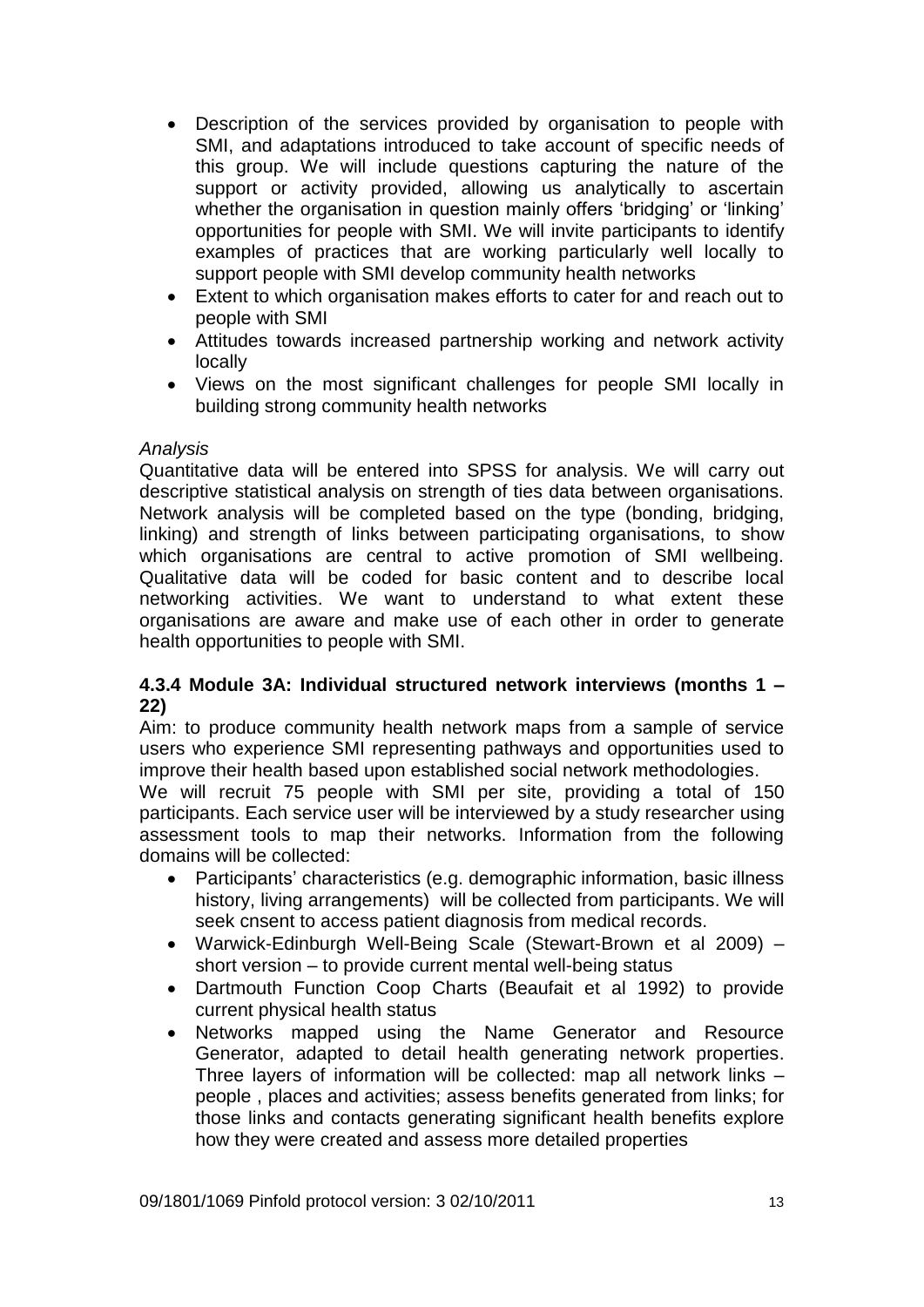- Description of the services provided by organisation to people with SMI, and adaptations introduced to take account of specific needs of this group. We will include questions capturing the nature of the support or activity provided, allowing us analytically to ascertain whether the organisation in question mainly offers 'bridging' or 'linking' opportunities for people with SMI. We will invite participants to identify examples of practices that are working particularly well locally to support people with SMI develop community health networks
- Extent to which organisation makes efforts to cater for and reach out to people with SMI
- Attitudes towards increased partnership working and network activity locally
- Views on the most significant challenges for people SMI locally in building strong community health networks

*Analysis*

Quantitative data will be entered into SPSS for analysis. We will carry out descriptive statistical analysis on strength of ties data between organisations. Network analysis will be completed based on the type (bonding, bridging, linking) and strength of links between participating organisations, to show which organisations are central to active promotion of SMI wellbeing. Qualitative data will be coded for basic content and to describe local networking activities. We want to understand to what extent these organisations are aware and make use of each other in order to generate health opportunities to people with SMI.

#### 4.3.4 Module 3A: Individual structured network interviews (months 1 – 22)

Aim: to produce community health network maps from a sample of service users who experience SMI representing pathways and opportunities used to improve their health based upon established social network methodologies.

We will recruit 75 people with SMI per site, providing a total of 150 participants. Each service user will be interviewed by a study researcher using assessment tools to map their networks. Information from the following domains will be collected:

- Participants' characteristics (e.g. demographic information, basic illness history, living arrangements) will be collected from participants. We will seek cnsent to access patient diagnosis from medical records.
- Warwick-Edinburgh Well-Being Scale (Stewart-Brown et al 2009) – short version – to provide current mental well-being status
- Dartmouth Function Coop Charts (Beaufait et al 1992) to provide current physical health status
- Networks mapped using the Name Generator and Resource Generator, adapted to detail health generating network properties. Three layers of information will be collected: map all network links – people , places and activities; assess benefits generated from links; for those links and contacts generating significant health benefits explore how they were created and assess more detailed properties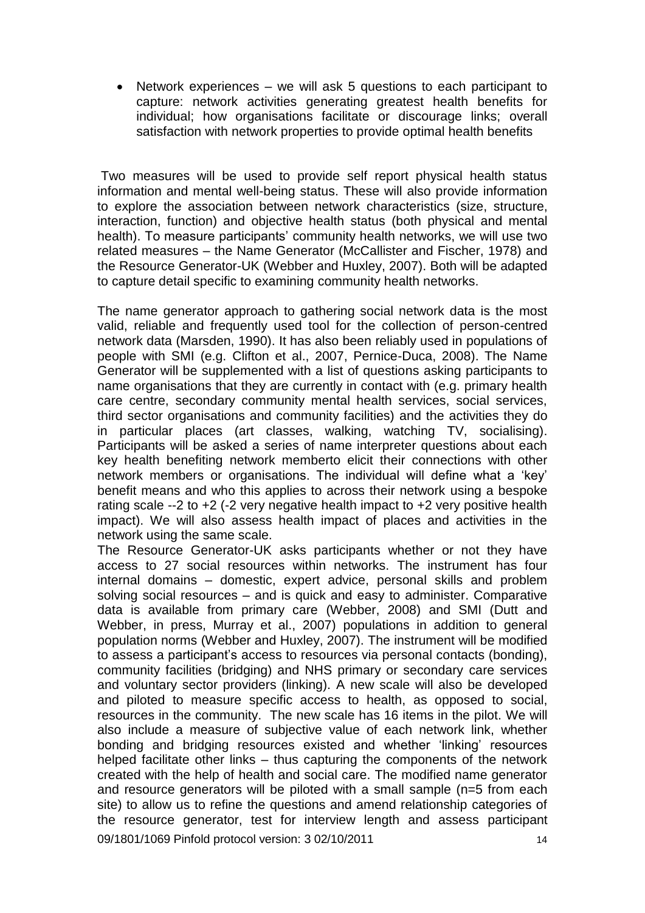- Network experiences – we will ask 5 questions to each participant to capture: network activities generating greatest health benefits for individual; how organisations facilitate or discourage links; overall satisfaction with network properties to provide optimal health benefits

Two measures will be used to provide self report physical health status information and mental well-being status. These will also provide information to explore the association between network characteristics (size, structure, interaction, function) and objective health status (both physical and mental health). To measure participants' community health networks, we will use two related measures – the Name Generator (McCallister and Fischer, 1978) and the Resource Generator-UK (Webber and Huxley, 2007). Both will be adapted to capture detail specific to examining community health networks.

The name generator approach to gathering social network data is the most valid, reliable and frequently used tool for the collection of person-centred network data (Marsden, 1990). It has also been reliably used in populations of people with SMI (e.g. Clifton et al., 2007, Pernice-Duca, 2008). The Name Generator will be supplemented with a list of questions asking participants to name organisations that they are currently in contact with (e.g. primary health care centre, secondary community mental health services, social services, third sector organisations and community facilities) and the activities they do in particular places (art classes, walking, watching TV, socialising). Participants will be asked a series of name interpreter questions about each key health benefiting network memberto elicit their connections with other network members or organisations. The individual will define what a 'key' benefit means and who this applies to across their network using a bespoke rating scale --2 to +2 (-2 very negative health impact to +2 very positive health impact). We will also assess health impact of places and activities in the network using the same scale.

The Resource Generator-UK asks participants whether or not they have access to 27 social resources within networks. The instrument has four internal domains – domestic, expert advice, personal skills and problem solving social resources – and is quick and easy to administer. Comparative data is available from primary care (Webber, 2008) and SMI (Dutt and Webber, in press, Murray et al., 2007) populations in addition to general population norms (Webber and Huxley, 2007). The instrument will be modified to assess a participant's access to resources via personal contacts (bonding), community facilities (bridging) and NHS primary or secondary care services and voluntary sector providers (linking). A new scale will also be developed and piloted to measure specific access to health, as opposed to social, resources in the community. The new scale has 16 items in the pilot. We will also include a measure of subjective value of each network link, whether bonding and bridging resources existed and whether 'linking' resources helped facilitate other links – thus capturing the components of the network created with the help of health and social care. The modified name generator and resource generators will be piloted with a small sample (n=5 from each site) to allow us to refine the questions and amend relationship categories of the resource generator, test for interview length and assess participant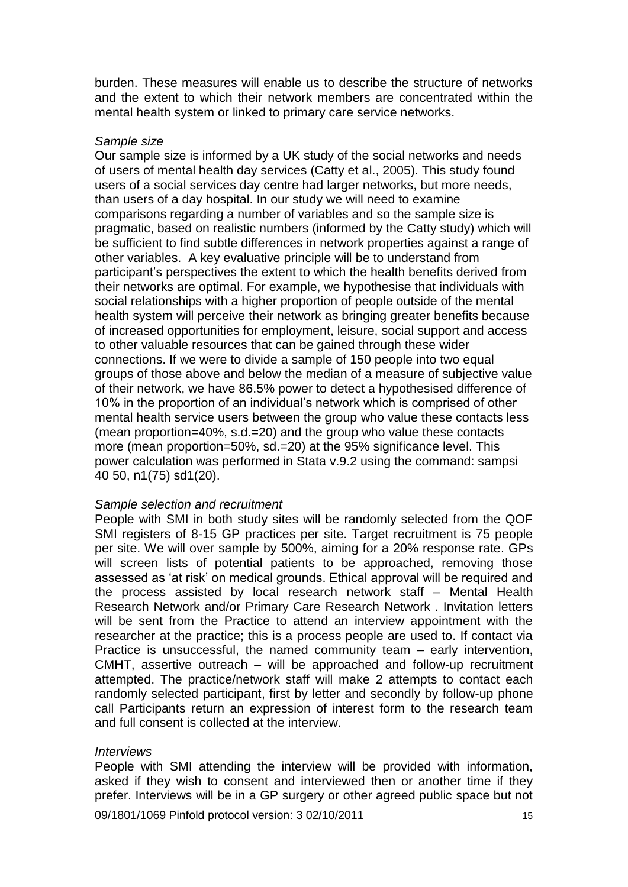burden. These measures will enable us to describe the structure of networks and the extent to which their network members are concentrated within the mental health system or linked to primary care service networks.

*Sample size*

Our sample size is informed by a UK study of the social networks and needs of users of mental health day services (Catty et al., 2005). This study found users of a social services day centre had larger networks, but more needs, than users of a day hospital. In our study we will need to examine comparisons regarding a number of variables and so the sample size is pragmatic, based on realistic numbers (informed by the Catty study) which will be sufficient to find subtle differences in network properties against a range of other variables. A key evaluative principle will be to understand from participant's perspectives the extent to which the health benefits derived from their networks are optimal. For example, we hypothesise that individuals with social relationships with a higher proportion of people outside of the mental health system will perceive their network as bringing greater benefits because of increased opportunities for employment, leisure, social support and access to other valuable resources that can be gained through these wider connections. If we were to divide a sample of 150 people into two equal groups of those above and below the median of a measure of subjective value of their network, we have 86.5% power to detect a hypothesised difference of 10% in the proportion of an individual's network which is comprised of other mental health service users between the group who value these contacts less (mean proportion=40%, s.d.=20) and the group who value these contacts more (mean proportion=50%, sd.=20) at the 95% significance level. This power calculation was performed in Stata v.9.2 using the command: sampsi 40 50, n1(75) sd1(20).

*Sample selection and recruitment*

People with SMI in both study sites will be randomly selected from the QOF SMI registers of 8-15 GP practices per site. Target recruitment is 75 people per site. We will over sample by 500%, aiming for a 20% response rate. GPs will screen lists of potential patients to be approached, removing those assessed as 'at risk' on medical grounds. Ethical approval will be required and the process assisted by local research network staff – Mental Health Research Network and/or Primary Care Research Network . Invitation letters will be sent from the Practice to attend an interview appointment with the researcher at the practice; this is a process people are used to. If contact via Practice is unsuccessful, the named community team – early intervention, CMHT, assertive outreach – will be approached and follow-up recruitment attempted. The practice/network staff will make 2 attempts to contact each randomly selected participant, first by letter and secondly by follow-up phone call Participants return an expression of interest form to the research team and full consent is collected at the interview.

*Interviews*

People with SMI attending the interview will be provided with information, asked if they wish to consent and interviewed then or another time if they prefer. Interviews will be in a GP surgery or other agreed public space but not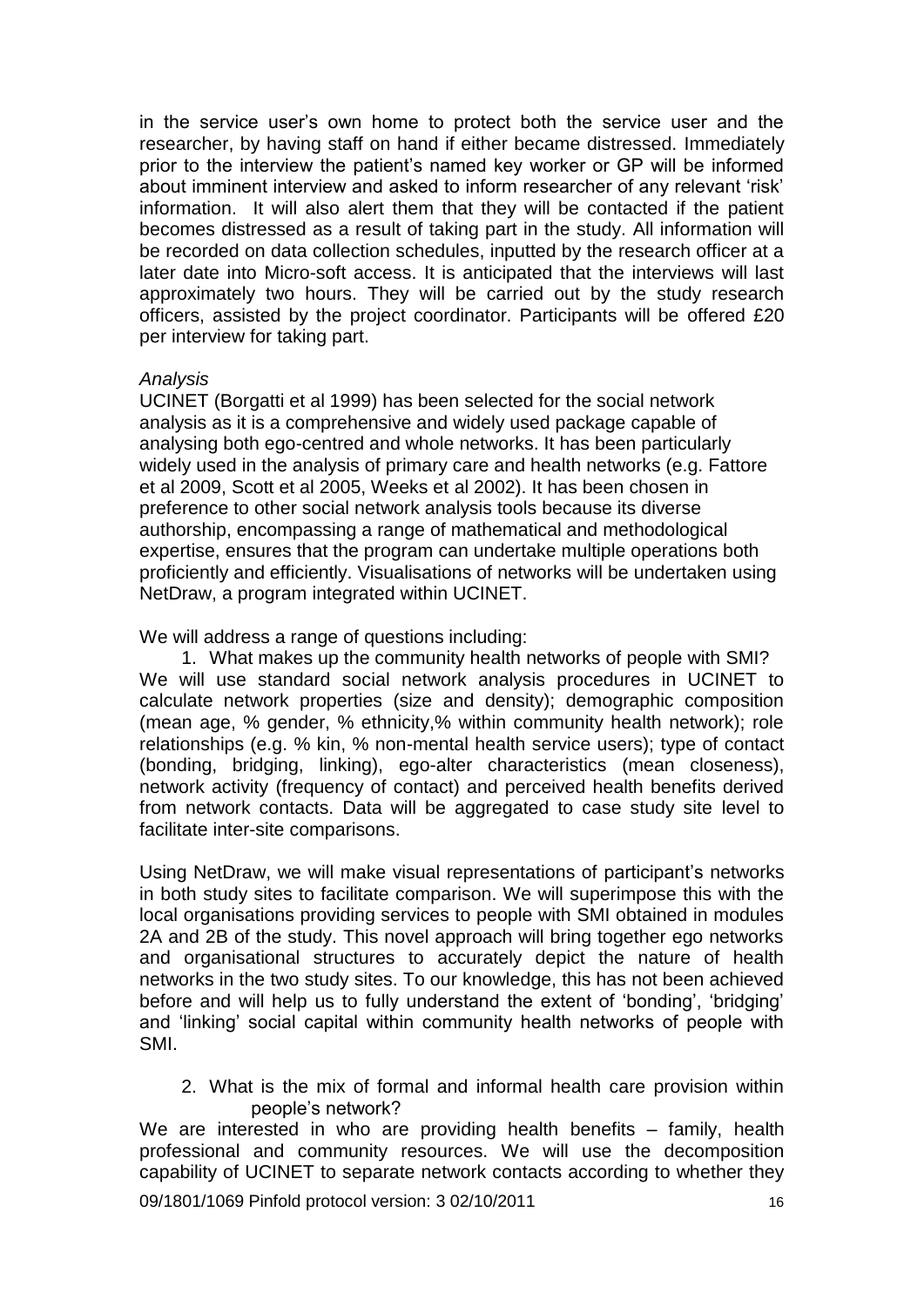in the service user's own home to protect both the service user and the researcher, by having staff on hand if either became distressed. Immediately prior to the interview the patient's named key worker or GP will be informed about imminent interview and asked to inform researcher of any relevant 'risk' information. It will also alert them that they will be contacted if the patient becomes distressed as a result of taking part in the study. All information will be recorded on data collection schedules, inputted by the research officer at a later date into Micro-soft access. It is anticipated that the interviews will last approximately two hours. They will be carried out by the study research officers, assisted by the project coordinator. Participants will be offered £20 per interview for taking part.

*Analysis*

UCINET (Borgatti et al 1999) has been selected for the social network analysis as it is a comprehensive and widely used package capable of analysing both ego-centred and whole networks. It has been particularly widely used in the analysis of primary care and health networks (e.g. Fattore et al 2009, Scott et al 2005, Weeks et al 2002). It has been chosen in preference to other social network analysis tools because its diverse authorship, encompassing a range of mathematical and methodological expertise, ensures that the program can undertake multiple operations both proficiently and efficiently. Visualisations of networks will be undertaken using NetDraw, a program integrated within UCINET.

We will address a range of questions including:

1. What makes up the community health networks of people with SMI?

We will use standard social network analysis procedures in UCINET to calculate network properties (size and density); demographic composition (mean age, % gender, % ethnicity,% within community health network); role relationships (e.g. % kin, % non-mental health service users); type of contact (bonding, bridging, linking), ego-alter characteristics (mean closeness), network activity (frequency of contact) and perceived health benefits derived from network contacts. Data will be aggregated to case study site level to facilitate inter-site comparisons.

Using NetDraw, we will make visual representations of participant's networks in both study sites to facilitate comparison. We will superimpose this with the local organisations providing services to people with SMI obtained in modules 2A and 2B of the study. This novel approach will bring together ego networks and organisational structures to accurately depict the nature of health networks in the two study sites. To our knowledge, this has not been achieved before and will help us to fully understand the extent of 'bonding', 'bridging' and 'linking' social capital within community health networks of people with SMI.

2. What is the mix of formal and informal health care provision within people's network?

We are interested in who are providing health benefits – family, health professional and community resources. We will use the decomposition capability of UCINET to separate network contacts according to whether they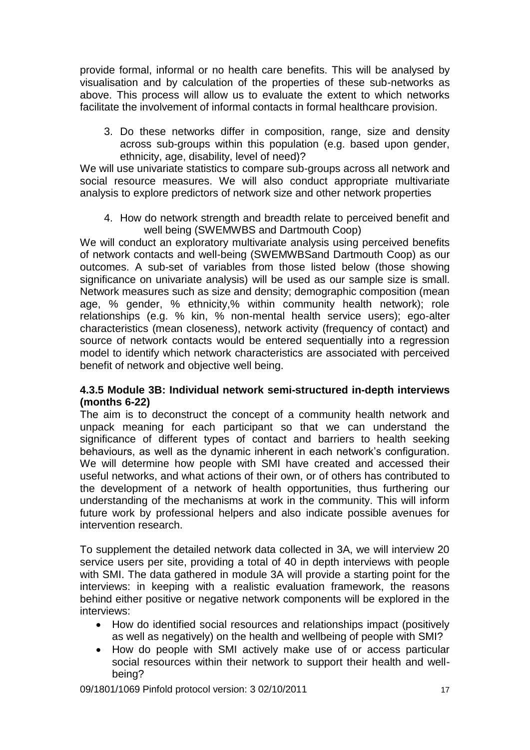provide formal, informal or no health care benefits. This will be analysed by visualisation and by calculation of the properties of these sub-networks as above. This process will allow us to evaluate the extent to which networks facilitate the involvement of informal contacts in formal healthcare provision.

3. Do these networks differ in composition, range, size and density across sub-groups within this population (e.g. based upon gender, ethnicity, age, disability, level of need)?

We will use univariate statistics to compare sub-groups across all network and social resource measures. We will also conduct appropriate multivariate analysis to explore predictors of network size and other network properties

4. How do network strength and breadth relate to perceived benefit and well being (SWEMWBS and Dartmouth Coop)

We will conduct an exploratory multivariate analysis using perceived benefits of network contacts and well-being (SWEMWBSand Dartmouth Coop) as our outcomes. A sub-set of variables from those listed below (those showing significance on univariate analysis) will be used as our sample size is small. Network measures such as size and density; demographic composition (mean age, % gender, % ethnicity,% within community health network); role relationships (e.g. % kin, % non-mental health service users); ego-alter characteristics (mean closeness), network activity (frequency of contact) and source of network contacts would be entered sequentially into a regression model to identify which network characteristics are associated with perceived benefit of network and objective well being.

### 4.3.5 Module 3B: Individual network semi-structured in-depth interviews (months 6-22)

The aim is to deconstruct the concept of a community health network and unpack meaning for each participant so that we can understand the significance of different types of contact and barriers to health seeking behaviours, as well as the dynamic inherent in each network's configuration. We will determine how people with SMI have created and accessed their useful networks, and what actions of their own, or of others has contributed to the development of a network of health opportunities, thus furthering our understanding of the mechanisms at work in the community. This will inform future work by professional helpers and also indicate possible avenues for intervention research.

To supplement the detailed network data collected in 3A, we will interview 20 service users per site, providing a total of 40 in depth interviews with people with SMI. The data gathered in module 3A will provide a starting point for the interviews: in keeping with a realistic evaluation framework, the reasons behind either positive or negative network components will be explored in the interviews:

- How do identified social resources and relationships impact (positively as well as negatively) on the health and wellbeing of people with SMI?
- How do people with SMI actively make use of or access particular social resources within their network to support their health and well-being?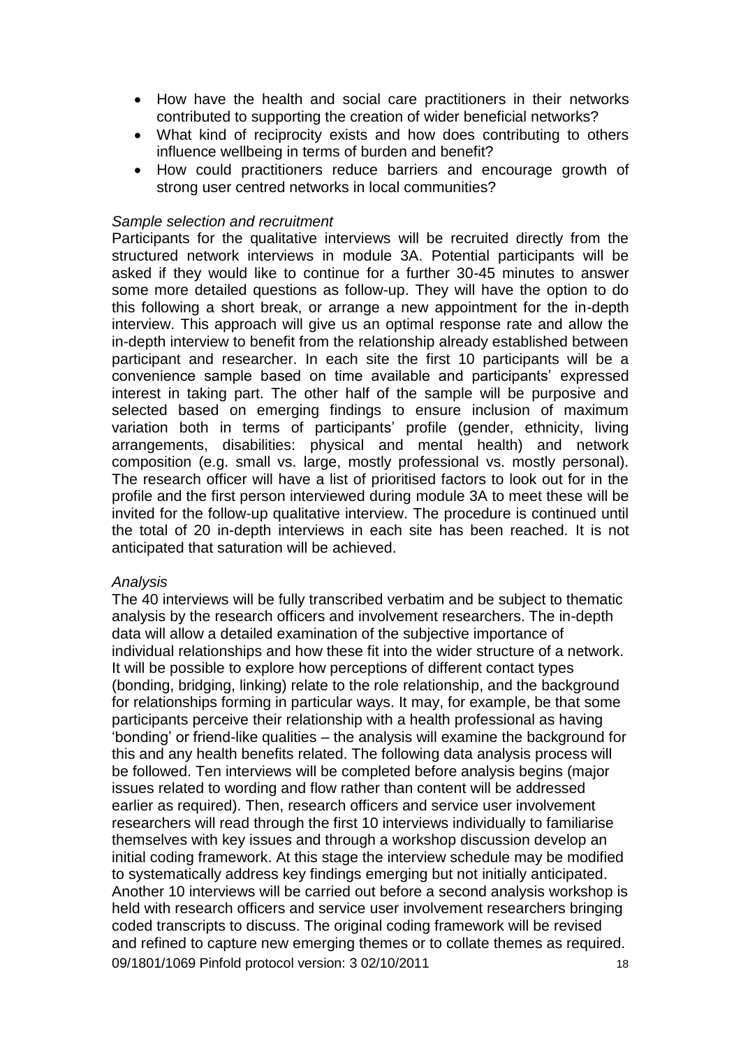- How have the health and social care practitioners in their networks contributed to supporting the creation of wider beneficial networks?
- What kind of reciprocity exists and how does contributing to others influence wellbeing in terms of burden and benefit?
- How could practitioners reduce barriers and encourage growth of strong user centred networks in local communities?

*Sample selection and recruitment*

Participants for the qualitative interviews will be recruited directly from the structured network interviews in module 3A. Potential participants will be asked if they would like to continue for a further 30-45 minutes to answer some more detailed questions as follow-up. They will have the option to do this following a short break, or arrange a new appointment for the in-depth interview. This approach will give us an optimal response rate and allow the in-depth interview to benefit from the relationship already established between participant and researcher. In each site the first 10 participants will be a convenience sample based on time available and participants' expressed interest in taking part. The other half of the sample will be purposive and selected based on emerging findings to ensure inclusion of maximum variation both in terms of participants' profile (gender, ethnicity, living arrangements, disabilities: physical and mental health) and network composition (e.g. small vs. large, mostly professional vs. mostly personal). The research officer will have a list of prioritised factors to look out for in the profile and the first person interviewed during module 3A to meet these will be invited for the follow-up qualitative interview. The procedure is continued until the total of 20 in-depth interviews in each site has been reached. It is not anticipated that saturation will be achieved.

*Analysis*

The 40 interviews will be fully transcribed verbatim and be subject to thematic analysis by the research officers and involvement researchers. The in-depth data will allow a detailed examination of the subjective importance of individual relationships and how these fit into the wider structure of a network. It will be possible to explore how perceptions of different contact types (bonding, bridging, linking) relate to the role relationship, and the background for relationships forming in particular ways. It may, for example, be that some participants perceive their relationship with a health professional as having 'bonding' or friend-like qualities – the analysis will examine the background for this and any health benefits related. The following data analysis process will be followed. Ten interviews will be completed before analysis begins (major issues related to wording and flow rather than content will be addressed earlier as required). Then, research officers and service user involvement researchers will read through the first 10 interviews individually to familiarise themselves with key issues and through a workshop discussion develop an initial coding framework. At this stage the interview schedule may be modified to systematically address key findings emerging but not initially anticipated. Another 10 interviews will be carried out before a second analysis workshop is held with research officers and service user involvement researchers bringing coded transcripts to discuss. The original coding framework will be revised and refined to capture new emerging themes or to collate themes as required.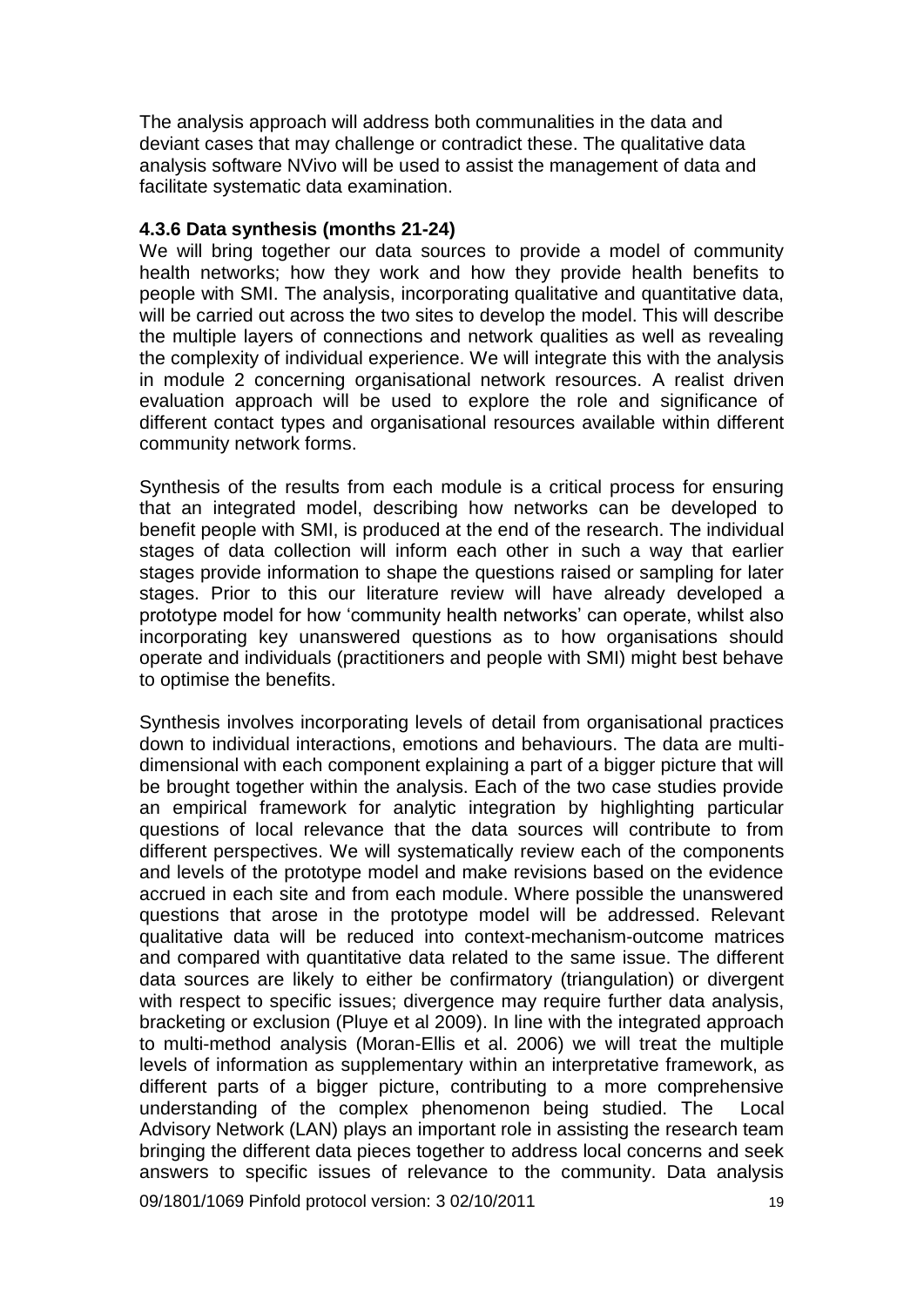The analysis approach will address both communalities in the data and deviant cases that may challenge or contradict these. The qualitative data analysis software NVivo will be used to assist the management of data and facilitate systematic data examination.

#### 4.3.6 Data synthesis (months 21-24)

We will bring together our data sources to provide a model of community health networks; how they work and how they provide health benefits to people with SMI. The analysis, incorporating qualitative and quantitative data, will be carried out across the two sites to develop the model. This will describe the multiple layers of connections and network qualities as well as revealing the complexity of individual experience. We will integrate this with the analysis in module 2 concerning organisational network resources. A realist driven evaluation approach will be used to explore the role and significance of different contact types and organisational resources available within different community network forms.

Synthesis of the results from each module is a critical process for ensuring that an integrated model, describing how networks can be developed to benefit people with SMI, is produced at the end of the research. The individual stages of data collection will inform each other in such a way that earlier stages provide information to shape the questions raised or sampling for later stages. Prior to this our literature review will have already developed a prototype model for how 'community health networks' can operate, whilst also incorporating key unanswered questions as to how organisations should operate and individuals (practitioners and people with SMI) might best behave to optimise the benefits.

Synthesis involves incorporating levels of detail from organisational practices down to individual interactions, emotions and behaviours. The data are multi-dimensional with each component explaining a part of a bigger picture that will be brought together within the analysis. Each of the two case studies provide an empirical framework for analytic integration by highlighting particular questions of local relevance that the data sources will contribute to from different perspectives. We will systematically review each of the components and levels of the prototype model and make revisions based on the evidence accrued in each site and from each module. Where possible the unanswered questions that arose in the prototype model will be addressed. Relevant qualitative data will be reduced into context-mechanism-outcome matrices and compared with quantitative data related to the same issue. The different data sources are likely to either be confirmatory (triangulation) or divergent with respect to specific issues; divergence may require further data analysis, bracketing or exclusion (Pluye et al 2009). In line with the integrated approach to multi-method analysis (Moran-Ellis et al. 2006) we will treat the multiple levels of information as supplementary within an interpretative framework, as different parts of a bigger picture, contributing to a more comprehensive understanding of the complex phenomenon being studied. The Local Advisory Network (LAN) plays an important role in assisting the research team bringing the different data pieces together to address local concerns and seek answers to specific issues of relevance to the community. Data analysis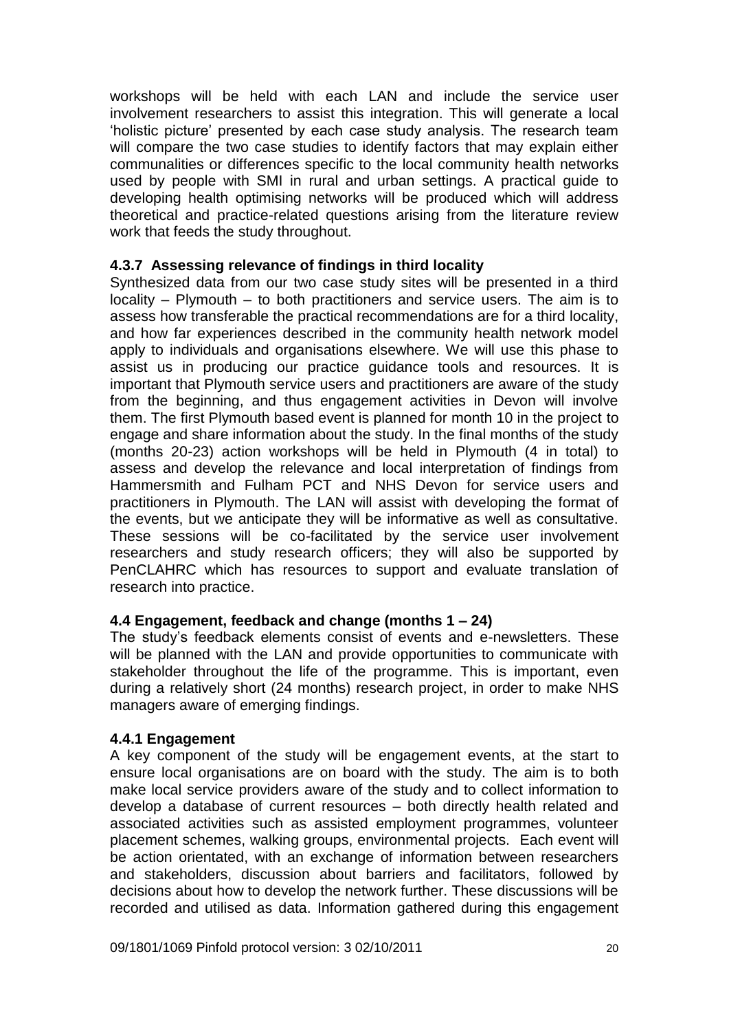workshops will be held with each LAN and include the service user involvement researchers to assist this integration. This will generate a local 'holistic picture' presented by each case study analysis. The research team will compare the two case studies to identify factors that may explain either communalities or differences specific to the local community health networks used by people with SMI in rural and urban settings. A practical guide to developing health optimising networks will be produced which will address theoretical and practice-related questions arising from the literature review work that feeds the study throughout.

### 4.3.7 Assessing relevance of findings in third locality

Synthesized data from our two case study sites will be presented in a third locality – Plymouth – to both practitioners and service users. The aim is to assess how transferable the practical recommendations are for a third locality, and how far experiences described in the community health network model apply to individuals and organisations elsewhere. We will use this phase to assist us in producing our practice guidance tools and resources. It is important that Plymouth service users and practitioners are aware of the study from the beginning, and thus engagement activities in Devon will involve them. The first Plymouth based event is planned for month 10 in the project to engage and share information about the study. In the final months of the study (months 20-23) action workshops will be held in Plymouth (4 in total) to assess and develop the relevance and local interpretation of findings from Hammersmith and Fulham PCT and NHS Devon for service users and practitioners in Plymouth. The LAN will assist with developing the format of the events, but we anticipate they will be informative as well as consultative. These sessions will be co-facilitated by the service user involvement researchers and study research officers; they will also be supported by PenCLAHRC which has resources to support and evaluate translation of research into practice.

### 4.4 Engagement, feedback and change (months 1 – 24)

The study's feedback elements consist of events and e-newsletters. These will be planned with the LAN and provide opportunities to communicate with stakeholder throughout the life of the programme. This is important, even during a relatively short (24 months) research project, in order to make NHS managers aware of emerging findings.

### 4.4.1 Engagement

A key component of the study will be engagement events, at the start to ensure local organisations are on board with the study. The aim is to both make local service providers aware of the study and to collect information to develop a database of current resources – both directly health related and associated activities such as assisted employment programmes, volunteer placement schemes, walking groups, environmental projects. Each event will be action orientated, with an exchange of information between researchers and stakeholders, discussion about barriers and facilitators, followed by decisions about how to develop the network further. These discussions will be recorded and utilised as data. Information gathered during this engagement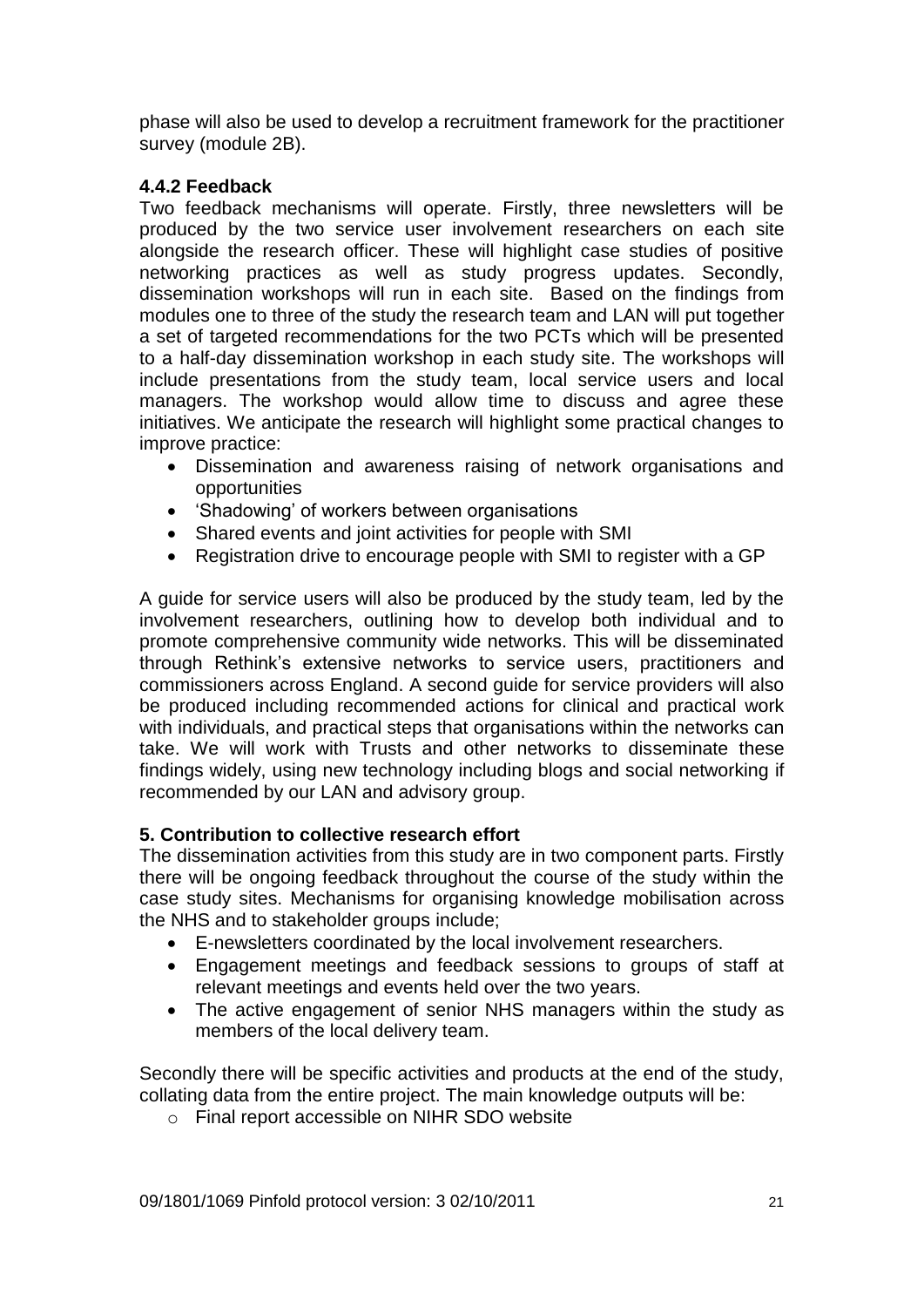phase will also be used to develop a recruitment framework for the practitioner survey (module 2B).

### 4.4.2 Feedback

Two feedback mechanisms will operate. Firstly, three newsletters will be produced by the two service user involvement researchers on each site alongside the research officer. These will highlight case studies of positive networking practices as well as study progress updates. Secondly, dissemination workshops will run in each site. Based on the findings from modules one to three of the study the research team and LAN will put together a set of targeted recommendations for the two PCTs which will be presented to a half-day dissemination workshop in each study site. The workshops will include presentations from the study team, local service users and local managers. The workshop would allow time to discuss and agree these initiatives. We anticipate the research will highlight some practical changes to improve practice:

- Dissemination and awareness raising of network organisations and opportunities
- 'Shadowing' of workers between organisations
- Shared events and joint activities for people with SMI
- Registration drive to encourage people with SMI to register with a GP

A guide for service users will also be produced by the study team, led by the involvement researchers, outlining how to develop both individual and to promote comprehensive community wide networks. This will be disseminated through Rethink's extensive networks to service users, practitioners and commissioners across England. A second guide for service providers will also be produced including recommended actions for clinical and practical work with individuals, and practical steps that organisations within the networks can take. We will work with Trusts and other networks to disseminate these findings widely, using new technology including blogs and social networking if recommended by our LAN and advisory group.

## 5. Contribution to collective research effort

The dissemination activities from this study are in two component parts. Firstly there will be ongoing feedback throughout the course of the study within the case study sites. Mechanisms for organising knowledge mobilisation across the NHS and to stakeholder groups include;

- E-newsletters coordinated by the local involvement researchers.
- Engagement meetings and feedback sessions to groups of staff at relevant meetings and events held over the two years.
- The active engagement of senior NHS managers within the study as members of the local delivery team.

Secondly there will be specific activities and products at the end of the study, collating data from the entire project. The main knowledge outputs will be:

- Final report accessible on NIHR SDO website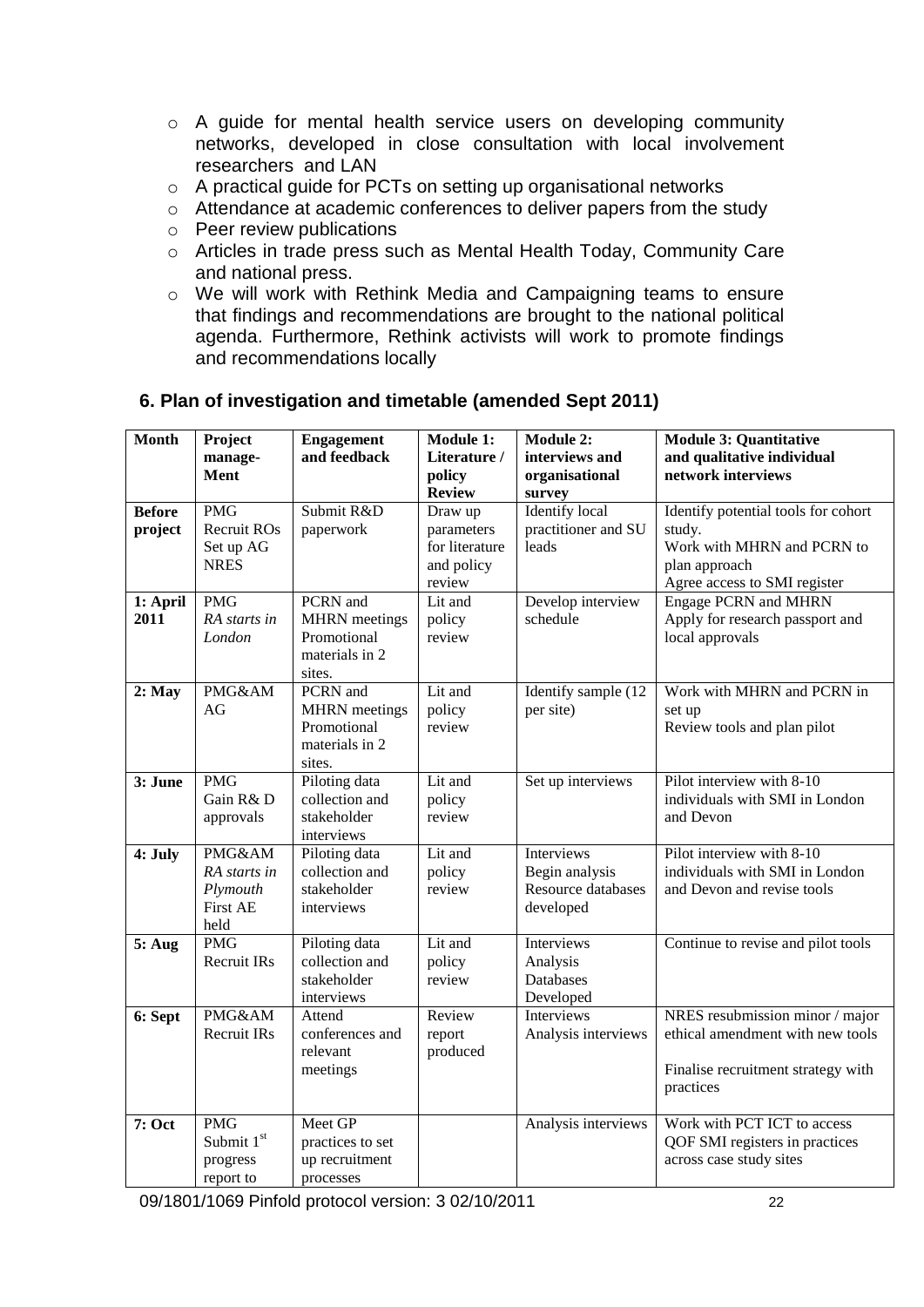- A guide for mental health service users on developing community networks, developed in close consultation with local involvement researchers and LAN
- A practical guide for PCTs on setting up organisational networks
- Attendance at academic conferences to deliver papers from the study
- Peer review publications
- Articles in trade press such as Mental Health Today, Community Care and national press.
- We will work with Rethink Media and Campaigning teams to ensure that findings and recommendations are brought to the national political agenda. Furthermore, Rethink activists will work to promote findings and recommendations locally

## 6. Plan of investigation and timetable (amended Sept 2011)

| Month | Project manage-Ment | Engagement and feedback | Module 1: Literature / policy Review | Module 2: interviews and organisational survey | Module 3: Quantitative and qualitative individual network interviews |
|---|---|---|---|---|---|
| **Before project** | PMG<br>Recruit ROs<br>Set up AG<br>NRES | Submit R&D paperwork | Draw up parameters for literature and policy review | Identify local practitioner and SU leads | Identify potential tools for cohort study.<br>Work with MHRN and PCRN to plan approach<br>Agree access to SMI register |
| **1: April 2011** | PMG<br>*RA starts in London* | PCRN and MHRN meetings Promotional materials in 2 sites. | Lit and policy review | Develop interview schedule | Engage PCRN and MHRN<br>Apply for research passport and local approvals |
| **2: May** | PMG&AM<br>AG | PCRN and MHRN meetings Promotional materials in 2 sites. | Lit and policy review | Identify sample (12 per site) | Work with MHRN and PCRN in set up<br>Review tools and plan pilot |
| **3: June** | PMG<br>Gain R& D approvals | Piloting data collection and stakeholder interviews | Lit and policy review | Set up interviews | Pilot interview with 8-10 individuals with SMI in London and Devon |
| **4: July** | PMG&AM<br>*RA starts in Plymouth*<br>First AE held | Piloting data collection and stakeholder interviews | Lit and policy review | Interviews<br>Begin analysis<br>Resource databases developed | Pilot interview with 8-10 individuals with SMI in London and Devon and revise tools |
| **5: Aug** | PMG<br>Recruit IRs | Piloting data collection and stakeholder interviews | Lit and policy review | Interviews<br>Analysis<br>Databases Developed | Continue to revise and pilot tools |
| **6: Sept** | PMG&AM<br>Recruit IRs | Attend conferences and relevant meetings | Review report produced | Interviews<br>Analysis interviews | NRES resubmission minor / major ethical amendment with new tools<br><br>Finalise recruitment strategy with practices |
| **7: Oct** | PMG<br>Submit 1st progress report to | Meet GP practices to set up recruitment processes | | Analysis interviews | Work with PCT ICT to access QOF SMI registers in practices across case study sites |

09/1801/1069 Pinfold protocol version: 3 02/10/2011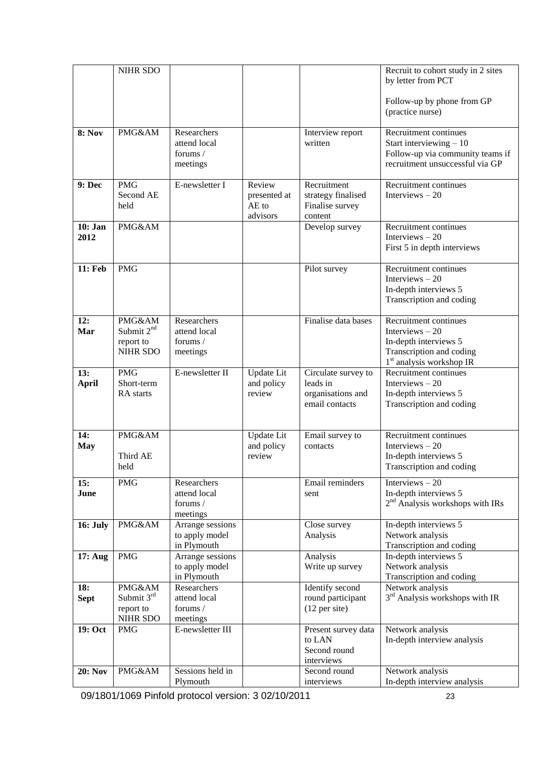|  | NIHR SDO |  |  |  | Recruit to cohort study in 2 sites by letter from PCT<br><br>Follow-up by phone from GP (practice nurse) |
|---|---|---|---|---|---|
| **8: Nov** | PMG&AM | Researchers attend local forums / meetings |  | Interview report written | Recruitment continues<br>Start interviewing – 10<br>Follow-up via community teams if recruitment unsuccessful via GP |
| **9: Dec** | PMG<br>Second AE held | E-newsletter I | Review presented at AE to advisors | Recruitment strategy finalised<br>Finalise survey content | Recruitment continues<br>Interviews – 20 |
| **10: Jan 2012** | PMG&AM |  |  | Develop survey | Recruitment continues<br>Interviews – 20<br>First 5 in depth interviews |
| **11: Feb** | PMG |  |  | Pilot survey | Recruitment continues<br>Interviews – 20<br>In-depth interviews 5<br>Transcription and coding |
| **12: Mar** | PMG&AM<br>Submit 2nd report to NIHR SDO | Researchers attend local forums / meetings |  | Finalise data bases | Recruitment continues<br>Interviews – 20<br>In-depth interviews 5<br>Transcription and coding<br>1st analysis workshop IR |
| **13: April** | PMG<br>Short-term RA starts | E-newsletter II | Update Lit and policy review | Circulate survey to leads in organisations and email contacts | Recruitment continues<br>Interviews – 20<br>In-depth interviews 5<br>Transcription and coding |
| **14: May** | PMG&AM<br><br>Third AE held |  | Update Lit and policy review | Email survey to contacts | Recruitment continues<br>Interviews – 20<br>In-depth interviews 5<br>Transcription and coding |
| **15: June** | PMG | Researchers attend local forums / meetings |  | Email reminders sent | Interviews – 20<br>In-depth interviews 5<br>2nd Analysis workshops with IRs |
| **16: July** | PMG&AM | Arrange sessions to apply model in Plymouth |  | Close survey<br>Analysis | In-depth interviews 5<br>Network analysis<br>Transcription and coding |
| **17: Aug** | PMG | Arrange sessions to apply model in Plymouth |  | Analysis<br>Write up survey | In-depth interviews 5<br>Network analysis<br>Transcription and coding |
| **18: Sept** | PMG&AM<br>Submit 3rd report to NIHR SDO | Researchers attend local forums / meetings |  | Identify second round participant (12 per site) | Network analysis<br>3rd Analysis workshops with IR |
| **19: Oct** | PMG | E-newsletter III |  | Present survey data to LAN<br>Second round interviews | Network analysis<br>In-depth interview analysis |
| **20: Nov** | PMG&AM | Sessions held in Plymouth |  | Second round interviews | Network analysis<br>In-depth interview analysis |

09/1801/1069 Pinfold protocol version: 3 02/10/2011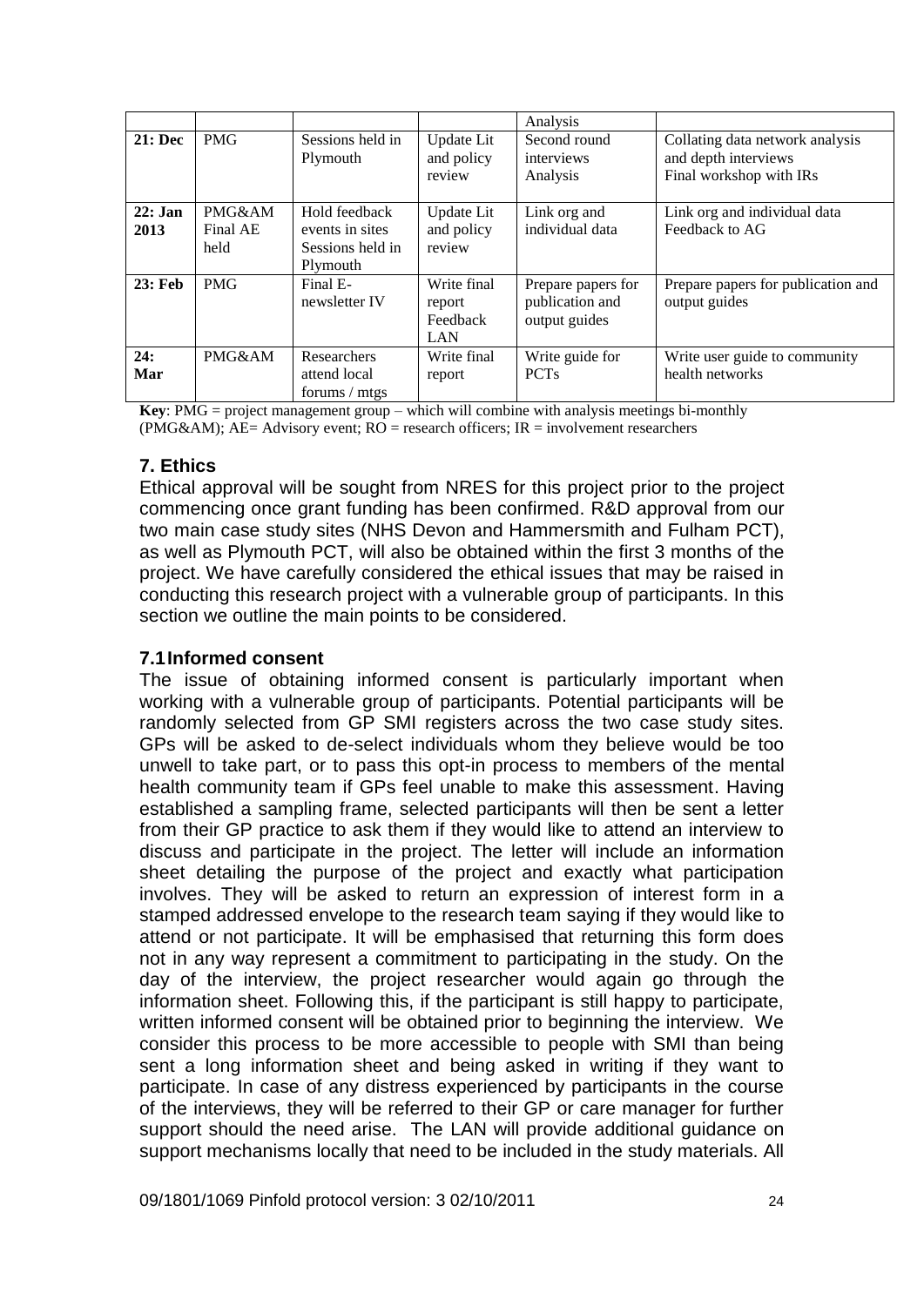| | | | | Analysis | |
|---|---|---|---|---|---|
| **21: Dec** | PMG | Sessions held in Plymouth | Update Lit and policy review | Second round interviews Analysis | Collating data network analysis and depth interviews Final workshop with IRs |
| **22: Jan 2013** | PMG&AM Final AE held | Hold feedback events in sites Sessions held in Plymouth | Update Lit and policy review | Link org and individual data | Link org and individual data Feedback to AG |
| **23: Feb** | PMG | Final E-newsletter IV | Write final report Feedback LAN | Prepare papers for publication and output guides | Prepare papers for publication and output guides |
| **24: Mar** | PMG&AM | Researchers attend local forums / mtgs | Write final report | Write guide for PCTs | Write user guide to community health networks |

**Key**: PMG = project management group – which will combine with analysis meetings bi-monthly (PMG&AM); AE= Advisory event; RO = research officers; IR = involvement researchers

## 7. Ethics

Ethical approval will be sought from NRES for this project prior to the project commencing once grant funding has been confirmed. R&D approval from our two main case study sites (NHS Devon and Hammersmith and Fulham PCT), as well as Plymouth PCT, will also be obtained within the first 3 months of the project. We have carefully considered the ethical issues that may be raised in conducting this research project with a vulnerable group of participants. In this section we outline the main points to be considered.

### 7.1 Informed consent

The issue of obtaining informed consent is particularly important when working with a vulnerable group of participants. Potential participants will be randomly selected from GP SMI registers across the two case study sites. GPs will be asked to de-select individuals whom they believe would be too unwell to take part, or to pass this opt-in process to members of the mental health community team if GPs feel unable to make this assessment. Having established a sampling frame, selected participants will then be sent a letter from their GP practice to ask them if they would like to attend an interview to discuss and participate in the project. The letter will include an information sheet detailing the purpose of the project and exactly what participation involves. They will be asked to return an expression of interest form in a stamped addressed envelope to the research team saying if they would like to attend or not participate. It will be emphasised that returning this form does not in any way represent a commitment to participating in the study. On the day of the interview, the project researcher would again go through the information sheet. Following this, if the participant is still happy to participate, written informed consent will be obtained prior to beginning the interview. We consider this process to be more accessible to people with SMI than being sent a long information sheet and being asked in writing if they want to participate. In case of any distress experienced by participants in the course of the interviews, they will be referred to their GP or care manager for further support should the need arise. The LAN will provide additional guidance on support mechanisms locally that need to be included in the study materials. All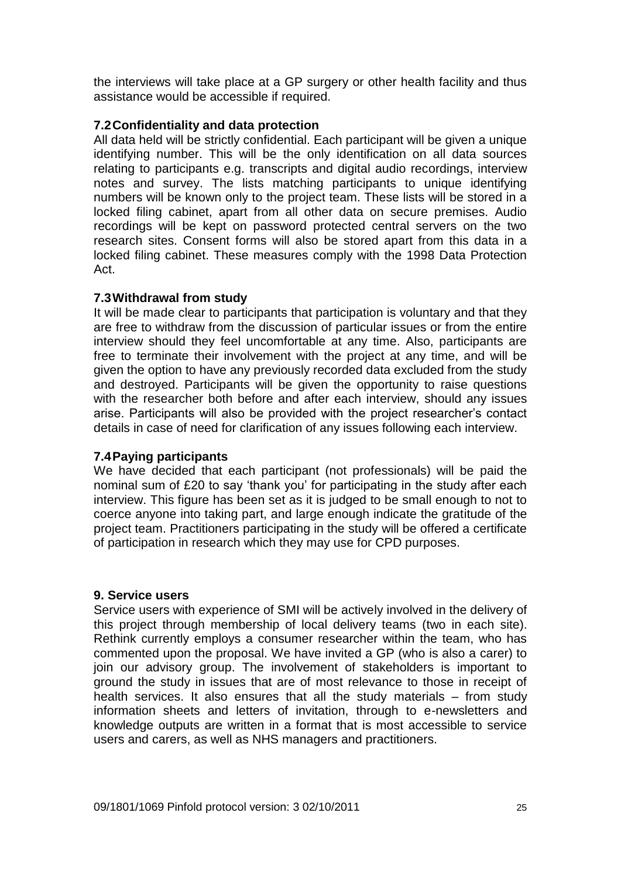the interviews will take place at a GP surgery or other health facility and thus assistance would be accessible if required.

### 7.2 Confidentiality and data protection

All data held will be strictly confidential. Each participant will be given a unique identifying number. This will be the only identification on all data sources relating to participants e.g. transcripts and digital audio recordings, interview notes and survey. The lists matching participants to unique identifying numbers will be known only to the project team. These lists will be stored in a locked filing cabinet, apart from all other data on secure premises. Audio recordings will be kept on password protected central servers on the two research sites. Consent forms will also be stored apart from this data in a locked filing cabinet. These measures comply with the 1998 Data Protection Act.

### 7.3 Withdrawal from study

It will be made clear to participants that participation is voluntary and that they are free to withdraw from the discussion of particular issues or from the entire interview should they feel uncomfortable at any time. Also, participants are free to terminate their involvement with the project at any time, and will be given the option to have any previously recorded data excluded from the study and destroyed. Participants will be given the opportunity to raise questions with the researcher both before and after each interview, should any issues arise. Participants will also be provided with the project researcher's contact details in case of need for clarification of any issues following each interview.

### 7.4 Paying participants

We have decided that each participant (not professionals) will be paid the nominal sum of £20 to say 'thank you' for participating in the study after each interview. This figure has been set as it is judged to be small enough to not to coerce anyone into taking part, and large enough indicate the gratitude of the project team. Practitioners participating in the study will be offered a certificate of participation in research which they may use for CPD purposes.

## 9. Service users

Service users with experience of SMI will be actively involved in the delivery of this project through membership of local delivery teams (two in each site). Rethink currently employs a consumer researcher within the team, who has commented upon the proposal. We have invited a GP (who is also a carer) to join our advisory group. The involvement of stakeholders is important to ground the study in issues that are of most relevance to those in receipt of health services. It also ensures that all the study materials – from study information sheets and letters of invitation, through to e-newsletters and knowledge outputs are written in a format that is most accessible to service users and carers, as well as NHS managers and practitioners.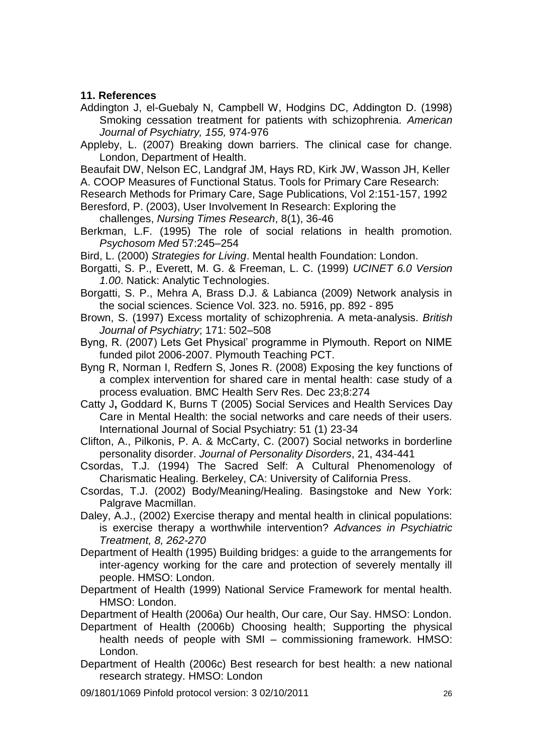### 11. References

Addington J, el-Guebaly N, Campbell W, Hodgins DC, Addington D. (1998) Smoking cessation treatment for patients with schizophrenia. *American Journal of Psychiatry, 155,* 974-976

Appleby, L. (2007) Breaking down barriers. The clinical case for change. London, Department of Health.

Beaufait DW, Nelson EC, Landgraf JM, Hays RD, Kirk JW, Wasson JH, Keller A. COOP Measures of Functional Status. Tools for Primary Care Research: Research Methods for Primary Care, Sage Publications, Vol 2:151-157, 1992

Beresford, P. (2003), User Involvement In Research: Exploring the challenges, *Nursing Times Research*, 8(1), 36-46

Berkman, L.F. (1995) The role of social relations in health promotion. *Psychosom Med* 57:245–254

Bird, L. (2000) *Strategies for Living*. Mental health Foundation: London.

Borgatti, S. P., Everett, M. G. & Freeman, L. C. (1999) *UCINET 6.0 Version 1.00*. Natick: Analytic Technologies.

Borgatti, S. P., Mehra A, Brass D.J. & Labianca (2009) Network analysis in the social sciences. Science Vol. 323. no. 5916, pp. 892 - 895

Brown, S. (1997) Excess mortality of schizophrenia. A meta-analysis. *British Journal of Psychiatry*; 171: 502–508

Byng, R. (2007) Lets Get Physical' programme in Plymouth. Report on NIME funded pilot 2006-2007. Plymouth Teaching PCT.

Byng R, Norman I, Redfern S, Jones R. (2008) Exposing the key functions of a complex intervention for shared care in mental health: case study of a process evaluation. BMC Health Serv Res. Dec 23;8:274

Catty J**,** Goddard K, Burns T (2005) Social Services and Health Services Day Care in Mental Health: the social networks and care needs of their users. International Journal of Social Psychiatry: 51 (1) 23-34

Clifton, A., Pilkonis, P. A. & McCarty, C. (2007) Social networks in borderline personality disorder. *Journal of Personality Disorders*, 21, 434-441

Csordas, T.J. (1994) The Sacred Self: A Cultural Phenomenology of Charismatic Healing. Berkeley, CA: University of California Press.

Csordas, T.J. (2002) Body/Meaning/Healing. Basingstoke and New York: Palgrave Macmillan.

Daley, A.J., (2002) Exercise therapy and mental health in clinical populations: is exercise therapy a worthwhile intervention? *Advances in Psychiatric Treatment, 8, 262-270*

Department of Health (1995) Building bridges: a guide to the arrangements for inter-agency working for the care and protection of severely mentally ill people. HMSO: London.

Department of Health (1999) National Service Framework for mental health. HMSO: London.

Department of Health (2006a) Our health, Our care, Our Say. HMSO: London.

Department of Health (2006b) Choosing health; Supporting the physical health needs of people with SMI – commissioning framework. HMSO: London.

Department of Health (2006c) Best research for best health: a new national research strategy. HMSO: London

09/1801/1069 Pinfold protocol version: 3 02/10/2011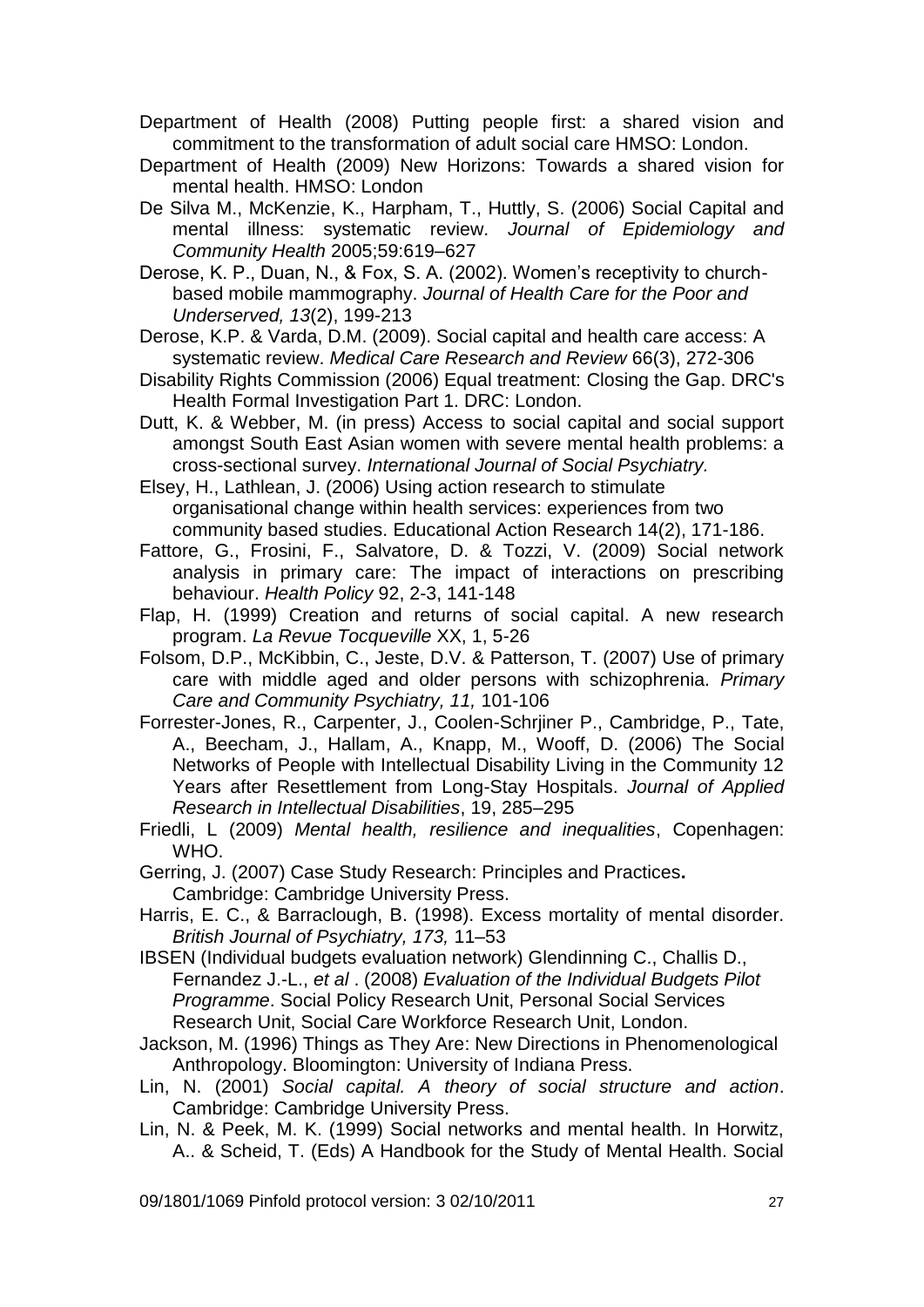Department of Health (2008) Putting people first: a shared vision and commitment to the transformation of adult social care HMSO: London.

Department of Health (2009) New Horizons: Towards a shared vision for mental health. HMSO: London

De Silva M., McKenzie, K., Harpham, T., Huttly, S. (2006) Social Capital and mental illness: systematic review. *Journal of Epidemiology and Community Health* 2005;59:619–627

Derose, K. P., Duan, N., & Fox, S. A. (2002). Women's receptivity to church-based mobile mammography. *Journal of Health Care for the Poor and Underserved, 13*(2), 199-213

Derose, K.P. & Varda, D.M. (2009). Social capital and health care access: A systematic review. *Medical Care Research and Review* 66(3), 272-306

Disability Rights Commission (2006) Equal treatment: Closing the Gap. DRC's Health Formal Investigation Part 1. DRC: London.

Dutt, K. & Webber, M. (in press) Access to social capital and social support amongst South East Asian women with severe mental health problems: a cross-sectional survey. *International Journal of Social Psychiatry.*

Elsey, H., Lathlean, J. (2006) Using action research to stimulate organisational change within health services: experiences from two community based studies. Educational Action Research 14(2), 171-186.

Fattore, G., Frosini, F., Salvatore, D. & Tozzi, V. (2009) Social network analysis in primary care: The impact of interactions on prescribing behaviour. *Health Policy* 92, 2-3, 141-148

Flap, H. (1999) Creation and returns of social capital. A new research program. *La Revue Tocqueville* XX, 1, 5-26

Folsom, D.P., McKibbin, C., Jeste, D.V. & Patterson, T. (2007) Use of primary care with middle aged and older persons with schizophrenia. *Primary Care and Community Psychiatry, 11,* 101-106

Forrester-Jones, R., Carpenter, J., Coolen-Schrjiner P., Cambridge, P., Tate, A., Beecham, J., Hallam, A., Knapp, M., Wooff, D. (2006) The Social Networks of People with Intellectual Disability Living in the Community 12 Years after Resettlement from Long-Stay Hospitals. *Journal of Applied Research in Intellectual Disabilities*, 19, 285–295

Friedli, L (2009) *Mental health, resilience and inequalities*, Copenhagen: WHO.

Gerring, J. (2007) Case Study Research: Principles and Practices**.** Cambridge: Cambridge University Press.

Harris, E. C., & Barraclough, B. (1998). Excess mortality of mental disorder. *British Journal of Psychiatry, 173,* 11–53

IBSEN (Individual budgets evaluation network) Glendinning C., Challis D., Fernandez J.-L., *et al* . (2008) *Evaluation of the Individual Budgets Pilot Programme*. Social Policy Research Unit, Personal Social Services Research Unit, Social Care Workforce Research Unit, London.

Jackson, M. (1996) Things as They Are: New Directions in Phenomenological Anthropology. Bloomington: University of Indiana Press.

Lin, N. (2001) *Social capital. A theory of social structure and action*. Cambridge: Cambridge University Press.

Lin, N. & Peek, M. K. (1999) Social networks and mental health. In Horwitz, A.. & Scheid, T. (Eds) A Handbook for the Study of Mental Health. Social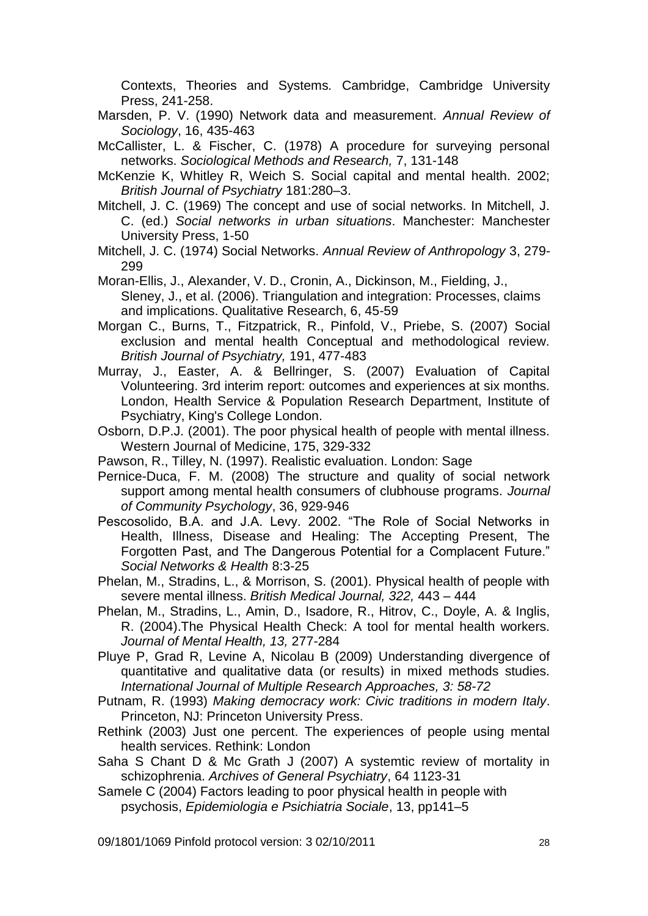Contexts, Theories and Systems. Cambridge, Cambridge University Press, 241-258.

Marsden, P. V. (1990) Network data and measurement. *Annual Review of Sociology*, 16, 435-463

McCallister, L. & Fischer, C. (1978) A procedure for surveying personal networks. *Sociological Methods and Research,* 7, 131-148

McKenzie K, Whitley R, Weich S. Social capital and mental health. 2002; *British Journal of Psychiatry* 181:280–3.

Mitchell, J. C. (1969) The concept and use of social networks. In Mitchell, J. C. (ed.) *Social networks in urban situations*. Manchester: Manchester University Press, 1-50

Mitchell, J. C. (1974) Social Networks. *Annual Review of Anthropology* 3, 279-299

Moran-Ellis, J., Alexander, V. D., Cronin, A., Dickinson, M., Fielding, J., Sleney, J., et al. (2006). Triangulation and integration: Processes, claims and implications. Qualitative Research, 6, 45-59

Morgan C., Burns, T., Fitzpatrick, R., Pinfold, V., Priebe, S. (2007) Social exclusion and mental health Conceptual and methodological review. *British Journal of Psychiatry,* 191, 477-483

Murray, J., Easter, A. & Bellringer, S. (2007) Evaluation of Capital Volunteering. 3rd interim report: outcomes and experiences at six months. London, Health Service & Population Research Department, Institute of Psychiatry, King's College London.

Osborn, D.P.J. (2001). The poor physical health of people with mental illness. Western Journal of Medicine, 175, 329-332

Pawson, R., Tilley, N. (1997). Realistic evaluation. London: Sage

Pernice-Duca, F. M. (2008) The structure and quality of social network support among mental health consumers of clubhouse programs. *Journal of Community Psychology*, 36, 929-946

Pescosolido, B.A. and J.A. Levy. 2002. "The Role of Social Networks in Health, Illness, Disease and Healing: The Accepting Present, The Forgotten Past, and The Dangerous Potential for a Complacent Future." *Social Networks & Health* 8:3-25

Phelan, M., Stradins, L., & Morrison, S. (2001). Physical health of people with severe mental illness. *British Medical Journal, 322,* 443 – 444

Phelan, M., Stradins, L., Amin, D., Isadore, R., Hitrov, C., Doyle, A. & Inglis, R. (2004).The Physical Health Check: A tool for mental health workers. *Journal of Mental Health, 13,* 277-284

Pluye P, Grad R, Levine A, Nicolau B (2009) Understanding divergence of quantitative and qualitative data (or results) in mixed methods studies. *International Journal of Multiple Research Approaches, 3: 58-72*

Putnam, R. (1993) *Making democracy work: Civic traditions in modern Italy*. Princeton, NJ: Princeton University Press.

Rethink (2003) Just one percent. The experiences of people using mental health services. Rethink: London

Saha S Chant D & Mc Grath J (2007) A systemtic review of mortality in schizophrenia. *Archives of General Psychiatry*, 64 1123-31

Samele C (2004) Factors leading to poor physical health in people with psychosis, *Epidemiologia e Psichiatria Sociale*, 13, pp141–5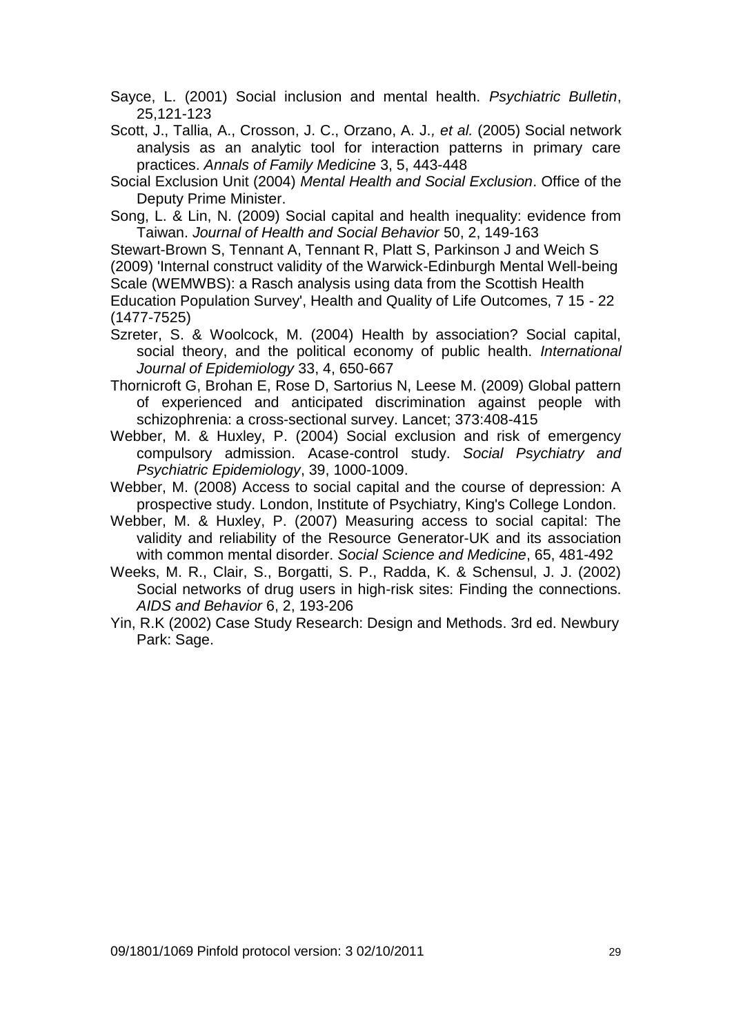Sayce, L. (2001) Social inclusion and mental health. *Psychiatric Bulletin*, 25,121-123

Scott, J., Tallia, A., Crosson, J. C., Orzano, A. J.*, et al.* (2005) Social network analysis as an analytic tool for interaction patterns in primary care practices. *Annals of Family Medicine* 3, 5, 443-448

Social Exclusion Unit (2004) *Mental Health and Social Exclusion*. Office of the Deputy Prime Minister.

Song, L. & Lin, N. (2009) Social capital and health inequality: evidence from Taiwan. *Journal of Health and Social Behavior* 50, 2, 149-163

Stewart-Brown S, Tennant A, Tennant R, Platt S, Parkinson J and Weich S (2009) 'Internal construct validity of the Warwick-Edinburgh Mental Well-being Scale (WEMWBS): a Rasch analysis using data from the Scottish Health Education Population Survey', Health and Quality of Life Outcomes, 7 15 - 22 (1477-7525)

Szreter, S. & Woolcock, M. (2004) Health by association? Social capital, social theory, and the political economy of public health. *International Journal of Epidemiology* 33, 4, 650-667

Thornicroft G, Brohan E, Rose D, Sartorius N, Leese M. (2009) Global pattern of experienced and anticipated discrimination against people with schizophrenia: a cross-sectional survey. Lancet; 373:408-415

Webber, M. & Huxley, P. (2004) Social exclusion and risk of emergency compulsory admission. Acase-control study. *Social Psychiatry and Psychiatric Epidemiology*, 39, 1000-1009.

Webber, M. (2008) Access to social capital and the course of depression: A prospective study. London, Institute of Psychiatry, King's College London.

Webber, M. & Huxley, P. (2007) Measuring access to social capital: The validity and reliability of the Resource Generator-UK and its association with common mental disorder. *Social Science and Medicine*, 65, 481-492

Weeks, M. R., Clair, S., Borgatti, S. P., Radda, K. & Schensul, J. J. (2002) Social networks of drug users in high-risk sites: Finding the connections. *AIDS and Behavior* 6, 2, 193-206

Yin, R.K (2002) Case Study Research: Design and Methods. 3rd ed. Newbury Park: Sage.

09/1801/1069 Pinfold protocol version: 3 02/10/2011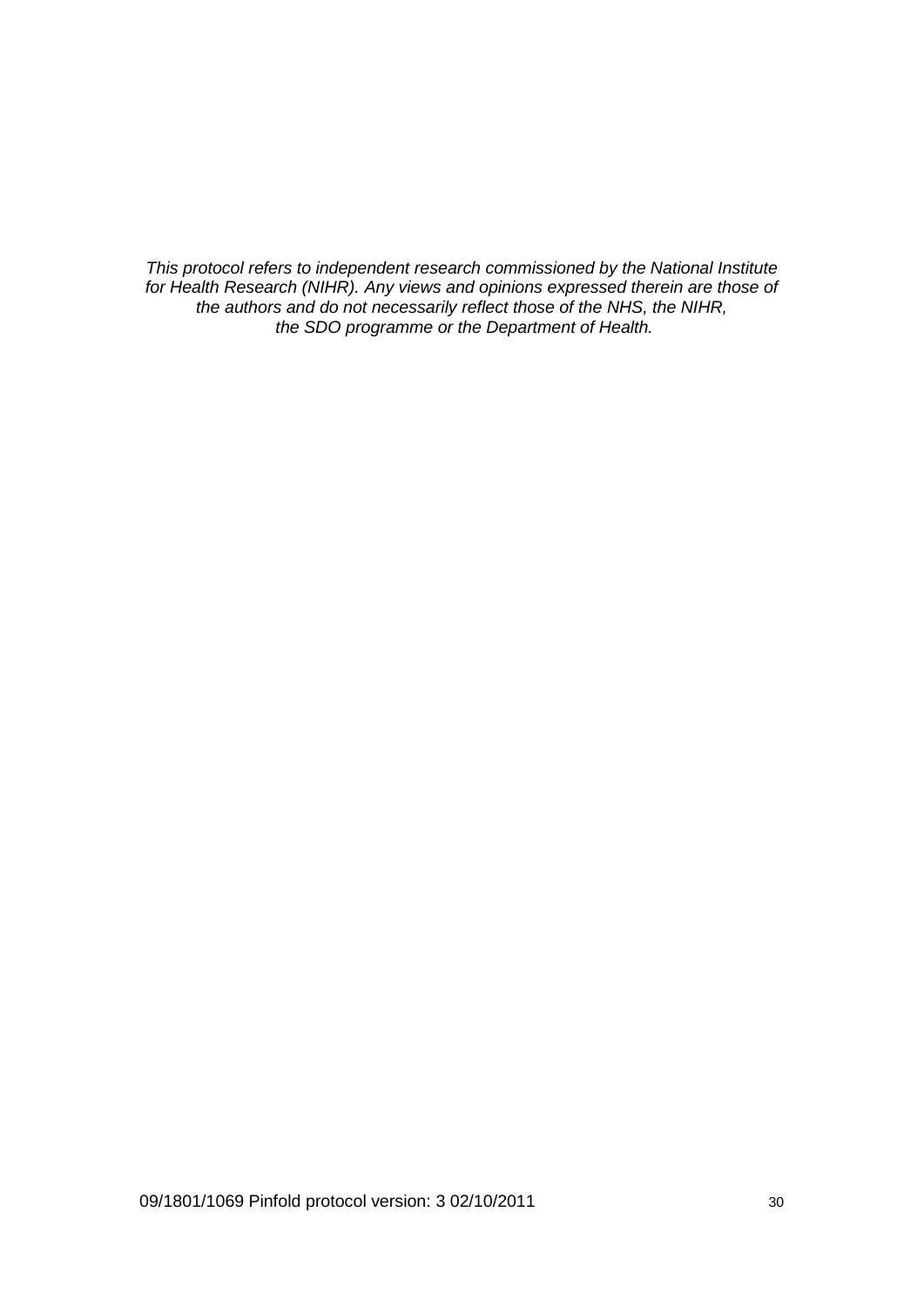*This protocol refers to independent research commissioned by the National Institute for Health Research (NIHR). Any views and opinions expressed therein are those of the authors and do not necessarily reflect those of the NHS, the NIHR, the SDO programme or the Department of Health.*